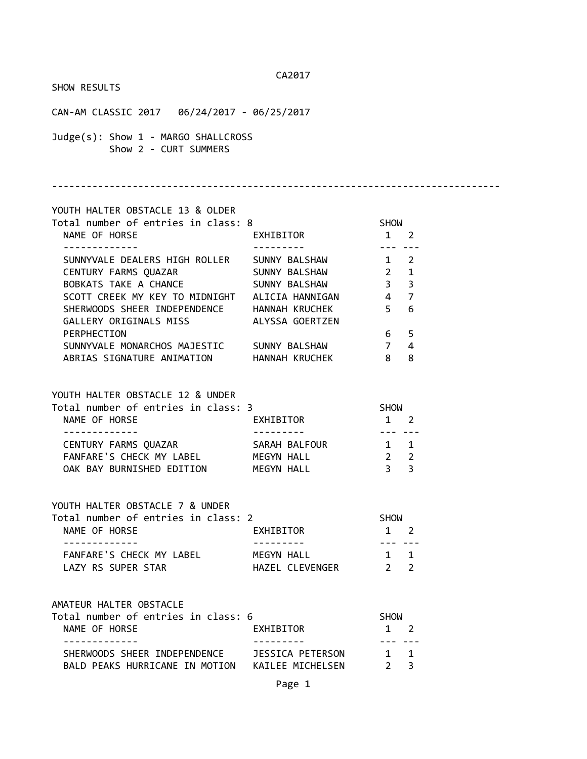CA2017

SHOW RESULTS

CAN-AM CLASSIC 2017 06/24/2017 - 06/25/2017

Judge(s): Show 1 - MARGO SHALLCROSS
Show 2 - CURT SUMMERS

---

## YOUTH HALTER OBSTACLE 13 & OLDER

Total number of entries in class: 8

| NAME OF HORSE | EXHIBITOR | SHOW 1 | SHOW 2 |
|---|---|---|---|
| SUNNYVALE DEALERS HIGH ROLLER | SUNNY BALSHAW | 1 | 2 |
| CENTURY FARMS QUAZAR | SUNNY BALSHAW | 2 | 1 |
| BOBKATS TAKE A CHANCE | SUNNY BALSHAW | 3 | 3 |
| SCOTT CREEK MY KEY TO MIDNIGHT | ALICIA HANNIGAN | 4 | 7 |
| SHERWOODS SHEER INDEPENDENCE | HANNAH KRUCHEK | 5 | 6 |
| GALLERY ORIGINALS MISS PERPHECTION | ALYSSA GOERTZEN | 6 | 5 |
| SUNNYVALE MONARCHOS MAJESTIC | SUNNY BALSHAW | 7 | 4 |
| ABRIAS SIGNATURE ANIMATION | HANNAH KRUCHEK | 8 | 8 |

## YOUTH HALTER OBSTACLE 12 & UNDER

Total number of entries in class: 3

| NAME OF HORSE | EXHIBITOR | SHOW 1 | SHOW 2 |
|---|---|---|---|
| CENTURY FARMS QUAZAR | SARAH BALFOUR | 1 | 1 |
| FANFARE'S CHECK MY LABEL | MEGYN HALL | 2 | 2 |
| OAK BAY BURNISHED EDITION | MEGYN HALL | 3 | 3 |

## YOUTH HALTER OBSTACLE 7 & UNDER

Total number of entries in class: 2

| NAME OF HORSE | EXHIBITOR | SHOW 1 | SHOW 2 |
|---|---|---|---|
| FANFARE'S CHECK MY LABEL | MEGYN HALL | 1 | 1 |
| LAZY RS SUPER STAR | HAZEL CLEVENGER | 2 | 2 |

## AMATEUR HALTER OBSTACLE

Total number of entries in class: 6

| NAME OF HORSE | EXHIBITOR | SHOW 1 | SHOW 2 |
|---|---|---|---|
| SHERWOODS SHEER INDEPENDENCE | JESSICA PETERSON | 1 | 1 |
| BALD PEAKS HURRICANE IN MOTION | KAILEE MICHELSEN | 2 | 3 |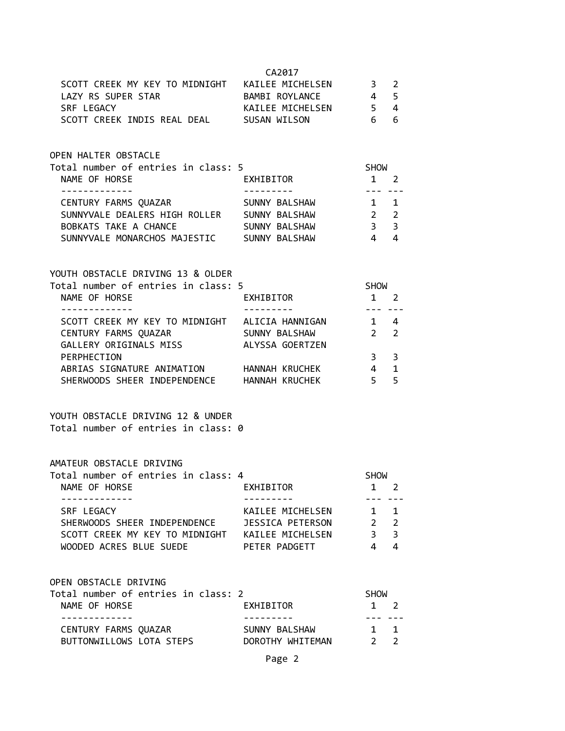| NAME OF HORSE | EXHIBITOR | SHOW 1 | SHOW 2 |
|---|---|---|---|
| SCOTT CREEK MY KEY TO MIDNIGHT | KAILEE MICHELSEN | 3 | 2 |
| LAZY RS SUPER STAR | BAMBI ROYLANCE | 4 | 5 |
| SRF LEGACY | KAILEE MICHELSEN | 5 | 4 |
| SCOTT CREEK INDIS REAL DEAL | SUSAN WILSON | 6 | 6 |

## OPEN HALTER OBSTACLE

Total number of entries in class: 5

| NAME OF HORSE | EXHIBITOR | SHOW 1 | SHOW 2 |
|---|---|---|---|
| CENTURY FARMS QUAZAR | SUNNY BALSHAW | 1 | 1 |
| SUNNYVALE DEALERS HIGH ROLLER | SUNNY BALSHAW | 2 | 2 |
| BOBKATS TAKE A CHANCE | SUNNY BALSHAW | 3 | 3 |
| SUNNYVALE MONARCHOS MAJESTIC | SUNNY BALSHAW | 4 | 4 |

## YOUTH OBSTACLE DRIVING 13 & OLDER

Total number of entries in class: 5

| NAME OF HORSE | EXHIBITOR | SHOW 1 | SHOW 2 |
|---|---|---|---|
| SCOTT CREEK MY KEY TO MIDNIGHT | ALICIA HANNIGAN | 1 | 4 |
| CENTURY FARMS QUAZAR | SUNNY BALSHAW | 2 | 2 |
| GALLERY ORIGINALS MISS PERPHECTION | ALYSSA GOERTZEN | 3 | 3 |
| ABRIAS SIGNATURE ANIMATION | HANNAH KRUCHEK | 4 | 1 |
| SHERWOODS SHEER INDEPENDENCE | HANNAH KRUCHEK | 5 | 5 |

## YOUTH OBSTACLE DRIVING 12 & UNDER

Total number of entries in class: 0

## AMATEUR OBSTACLE DRIVING

Total number of entries in class: 4

| NAME OF HORSE | EXHIBITOR | SHOW 1 | SHOW 2 |
|---|---|---|---|
| SRF LEGACY | KAILEE MICHELSEN | 1 | 1 |
| SHERWOODS SHEER INDEPENDENCE | JESSICA PETERSON | 2 | 2 |
| SCOTT CREEK MY KEY TO MIDNIGHT | KAILEE MICHELSEN | 3 | 3 |
| WOODED ACRES BLUE SUEDE | PETER PADGETT | 4 | 4 |

## OPEN OBSTACLE DRIVING

Total number of entries in class: 2

| NAME OF HORSE | EXHIBITOR | SHOW 1 | SHOW 2 |
|---|---|---|---|
| CENTURY FARMS QUAZAR | SUNNY BALSHAW | 1 | 1 |
| BUTTONWILLOWS LOTA STEPS | DOROTHY WHITEMAN | 2 | 2 |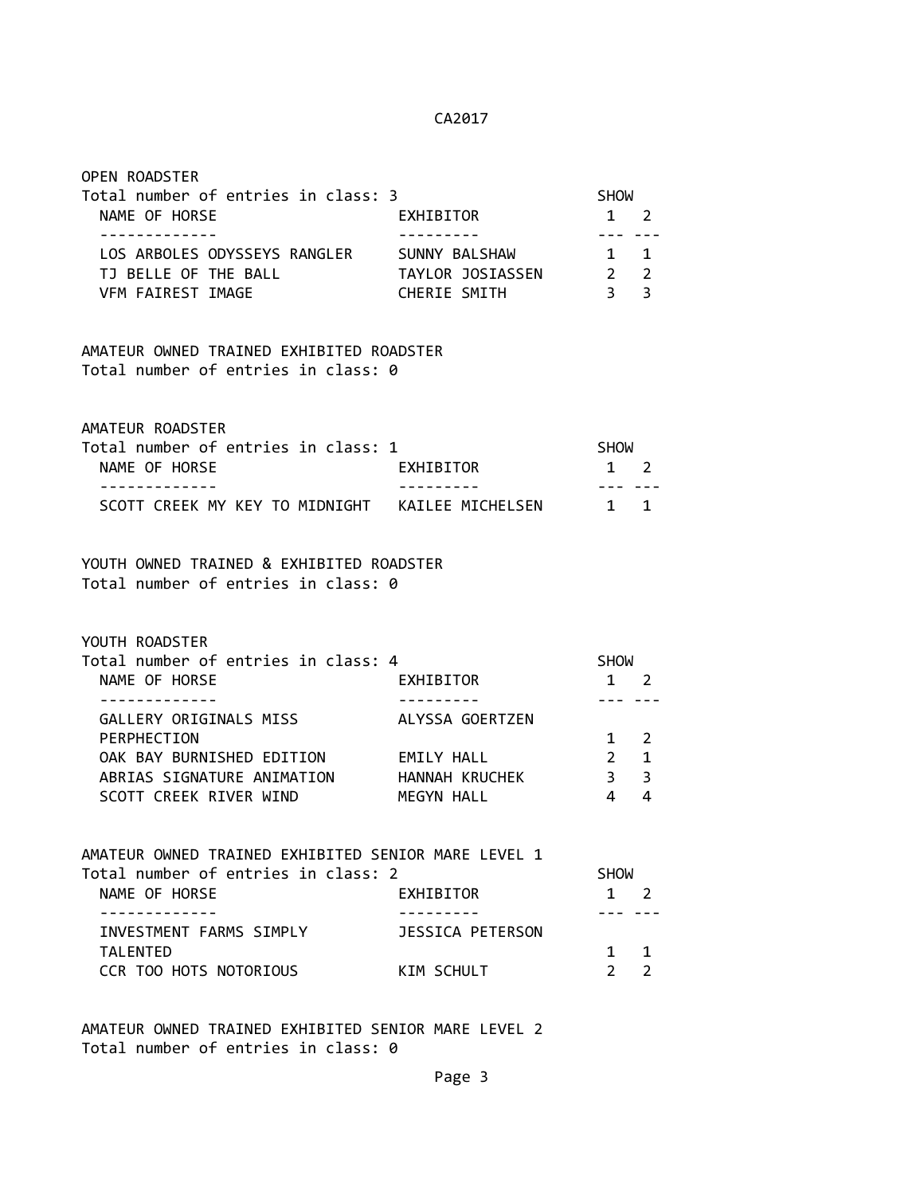## OPEN ROADSTER

Total number of entries in class: 3

| NAME OF HORSE | EXHIBITOR | SHOW 1 | SHOW 2 |
|---|---|---|---|
| LOS ARBOLES ODYSSEYS RANGLER | SUNNY BALSHAW | 1 | 1 |
| TJ BELLE OF THE BALL | TAYLOR JOSIASSEN | 2 | 2 |
| VFM FAIREST IMAGE | CHERIE SMITH | 3 | 3 |

## AMATEUR OWNED TRAINED EXHIBITED ROADSTER

Total number of entries in class: 0

## AMATEUR ROADSTER

Total number of entries in class: 1

| NAME OF HORSE | EXHIBITOR | SHOW 1 | SHOW 2 |
|---|---|---|---|
| SCOTT CREEK MY KEY TO MIDNIGHT | KAILEE MICHELSEN | 1 | 1 |

## YOUTH OWNED TRAINED & EXHIBITED ROADSTER

Total number of entries in class: 0

## YOUTH ROADSTER

Total number of entries in class: 4

| NAME OF HORSE | EXHIBITOR | SHOW 1 | SHOW 2 |
|---|---|---|---|
| GALLERY ORIGINALS MISS PERPHECTION | ALYSSA GOERTZEN | 1 | 2 |
| OAK BAY BURNISHED EDITION | EMILY HALL | 2 | 1 |
| ABRIAS SIGNATURE ANIMATION | HANNAH KRUCHEK | 3 | 3 |
| SCOTT CREEK RIVER WIND | MEGYN HALL | 4 | 4 |

## AMATEUR OWNED TRAINED EXHIBITED SENIOR MARE LEVEL 1

Total number of entries in class: 2

| NAME OF HORSE | EXHIBITOR | SHOW 1 | SHOW 2 |
|---|---|---|---|
| INVESTMENT FARMS SIMPLY TALENTED | JESSICA PETERSON | 1 | 1 |
| CCR TOO HOTS NOTORIOUS | KIM SCHULT | 2 | 2 |

## AMATEUR OWNED TRAINED EXHIBITED SENIOR MARE LEVEL 2

Total number of entries in class: 0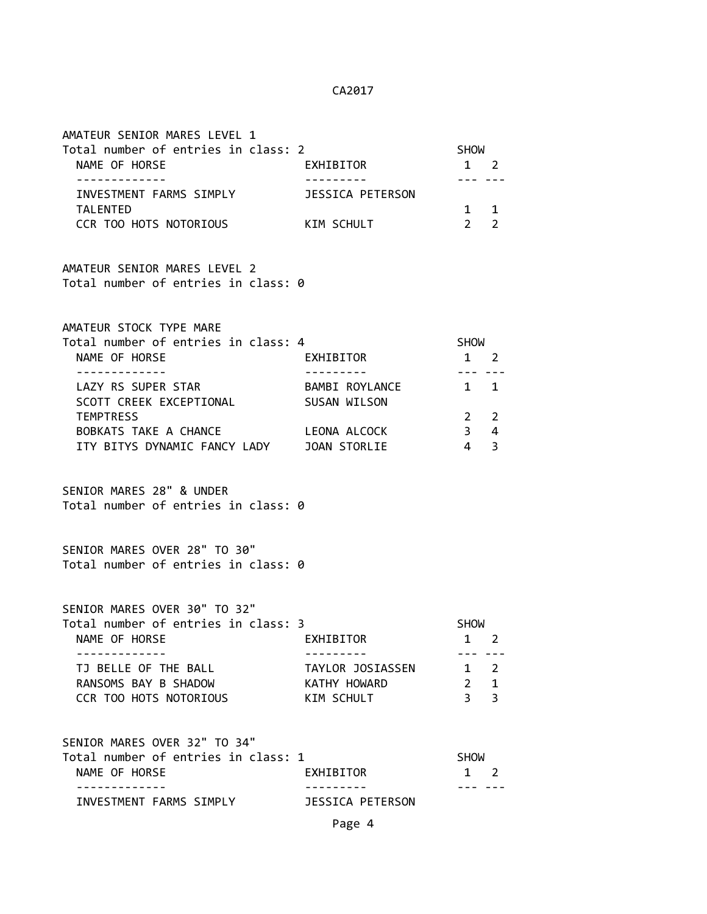## AMATEUR SENIOR MARES LEVEL 1

Total number of entries in class: 2

| NAME OF HORSE | EXHIBITOR | SHOW 1 | SHOW 2 |
|---|---|---|---|
| INVESTMENT FARMS SIMPLY TALENTED | JESSICA PETERSON | 1 | 1 |
| CCR TOO HOTS NOTORIOUS | KIM SCHULT | 2 | 2 |

## AMATEUR SENIOR MARES LEVEL 2

Total number of entries in class: 0

## AMATEUR STOCK TYPE MARE

Total number of entries in class: 4

| NAME OF HORSE | EXHIBITOR | SHOW 1 | SHOW 2 |
|---|---|---|---|
| LAZY RS SUPER STAR | BAMBI ROYLANCE | 1 | 1 |
| SCOTT CREEK EXCEPTIONAL TEMPTRESS | SUSAN WILSON | 2 | 2 |
| BOBKATS TAKE A CHANCE | LEONA ALCOCK | 3 | 4 |
| ITY BITYS DYNAMIC FANCY LADY | JOAN STORLIE | 4 | 3 |

## SENIOR MARES 28" & UNDER

Total number of entries in class: 0

## SENIOR MARES OVER 28" TO 30"

Total number of entries in class: 0

## SENIOR MARES OVER 30" TO 32"

Total number of entries in class: 3

| NAME OF HORSE | EXHIBITOR | SHOW 1 | SHOW 2 |
|---|---|---|---|
| TJ BELLE OF THE BALL | TAYLOR JOSIASSEN | 1 | 2 |
| RANSOMS BAY B SHADOW | KATHY HOWARD | 2 | 1 |
| CCR TOO HOTS NOTORIOUS | KIM SCHULT | 3 | 3 |

## SENIOR MARES OVER 32" TO 34"

Total number of entries in class: 1

| NAME OF HORSE | EXHIBITOR | SHOW 1 | SHOW 2 |
|---|---|---|---|
| INVESTMENT FARMS SIMPLY | JESSICA PETERSON | | |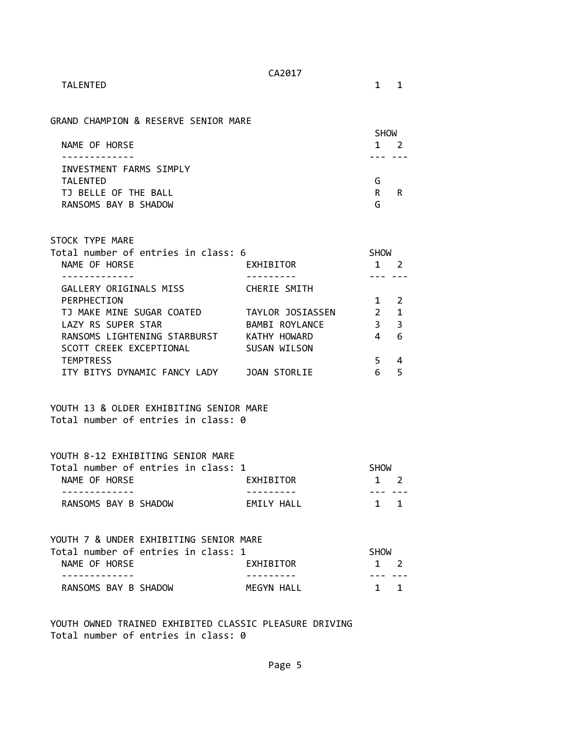| | | |
|---|---|---|
| TALENTED | 1 | 1 |

## GRAND CHAMPION & RESERVE SENIOR MARE

| NAME OF HORSE | SHOW 1 | 2 |
|---|---|---|
| INVESTMENT FARMS SIMPLY TALENTED | G | |
| TJ BELLE OF THE BALL | R | R |
| RANSOMS BAY B SHADOW | G | |

## STOCK TYPE MARE

Total number of entries in class: 6

| NAME OF HORSE | EXHIBITOR | SHOW 1 | 2 |
|---|---|---|---|
| GALLERY ORIGINALS MISS PERPHECTION | CHERIE SMITH | 1 | 2 |
| TJ MAKE MINE SUGAR COATED | TAYLOR JOSIASSEN | 2 | 1 |
| LAZY RS SUPER STAR | BAMBI ROYLANCE | 3 | 3 |
| RANSOMS LIGHTENING STARBURST | KATHY HOWARD | 4 | 6 |
| SCOTT CREEK EXCEPTIONAL TEMPTRESS | SUSAN WILSON | 5 | 4 |
| ITY BITYS DYNAMIC FANCY LADY | JOAN STORLIE | 6 | 5 |

## YOUTH 13 & OLDER EXHIBITING SENIOR MARE

Total number of entries in class: 0

## YOUTH 8-12 EXHIBITING SENIOR MARE

Total number of entries in class: 1

| NAME OF HORSE | EXHIBITOR | SHOW 1 | 2 |
|---|---|---|---|
| RANSOMS BAY B SHADOW | EMILY HALL | 1 | 1 |

## YOUTH 7 & UNDER EXHIBITING SENIOR MARE

Total number of entries in class: 1

| NAME OF HORSE | EXHIBITOR | SHOW 1 | 2 |
|---|---|---|---|
| RANSOMS BAY B SHADOW | MEGYN HALL | 1 | 1 |

## YOUTH OWNED TRAINED EXHIBITED CLASSIC PLEASURE DRIVING

Total number of entries in class: 0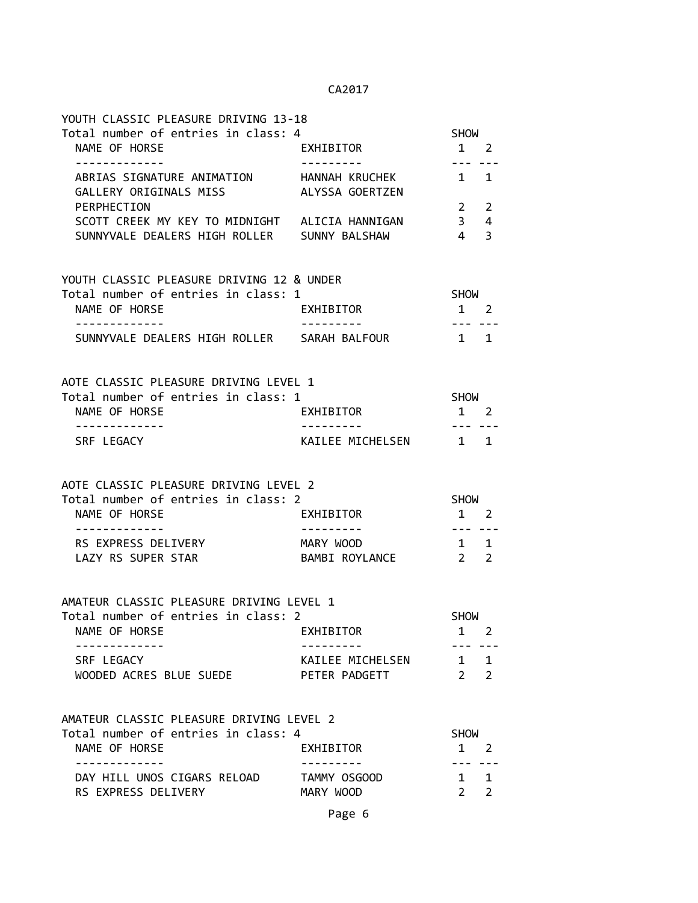## YOUTH CLASSIC PLEASURE DRIVING 13-18

Total number of entries in class: 4

| NAME OF HORSE | EXHIBITOR | SHOW 1 | SHOW 2 |
|---|---|---|---|
| ABRIAS SIGNATURE ANIMATION | HANNAH KRUCHEK | 1 | 1 |
| GALLERY ORIGINALS MISS PERPHECTION | ALYSSA GOERTZEN | 2 | 2 |
| SCOTT CREEK MY KEY TO MIDNIGHT | ALICIA HANNIGAN | 3 | 4 |
| SUNNYVALE DEALERS HIGH ROLLER | SUNNY BALSHAW | 4 | 3 |

## YOUTH CLASSIC PLEASURE DRIVING 12 & UNDER

Total number of entries in class: 1

| NAME OF HORSE | EXHIBITOR | SHOW 1 | SHOW 2 |
|---|---|---|---|
| SUNNYVALE DEALERS HIGH ROLLER | SARAH BALFOUR | 1 | 1 |

## AOTE CLASSIC PLEASURE DRIVING LEVEL 1

Total number of entries in class: 1

| NAME OF HORSE | EXHIBITOR | SHOW 1 | SHOW 2 |
|---|---|---|---|
| SRF LEGACY | KAILEE MICHELSEN | 1 | 1 |

## AOTE CLASSIC PLEASURE DRIVING LEVEL 2

Total number of entries in class: 2

| NAME OF HORSE | EXHIBITOR | SHOW 1 | SHOW 2 |
|---|---|---|---|
| RS EXPRESS DELIVERY | MARY WOOD | 1 | 1 |
| LAZY RS SUPER STAR | BAMBI ROYLANCE | 2 | 2 |

## AMATEUR CLASSIC PLEASURE DRIVING LEVEL 1

Total number of entries in class: 2

| NAME OF HORSE | EXHIBITOR | SHOW 1 | SHOW 2 |
|---|---|---|---|
| SRF LEGACY | KAILEE MICHELSEN | 1 | 1 |
| WOODED ACRES BLUE SUEDE | PETER PADGETT | 2 | 2 |

## AMATEUR CLASSIC PLEASURE DRIVING LEVEL 2

Total number of entries in class: 4

| NAME OF HORSE | EXHIBITOR | SHOW 1 | SHOW 2 |
|---|---|---|---|
| DAY HILL UNOS CIGARS RELOAD | TAMMY OSGOOD | 1 | 1 |
| RS EXPRESS DELIVERY | MARY WOOD | 2 | 2 |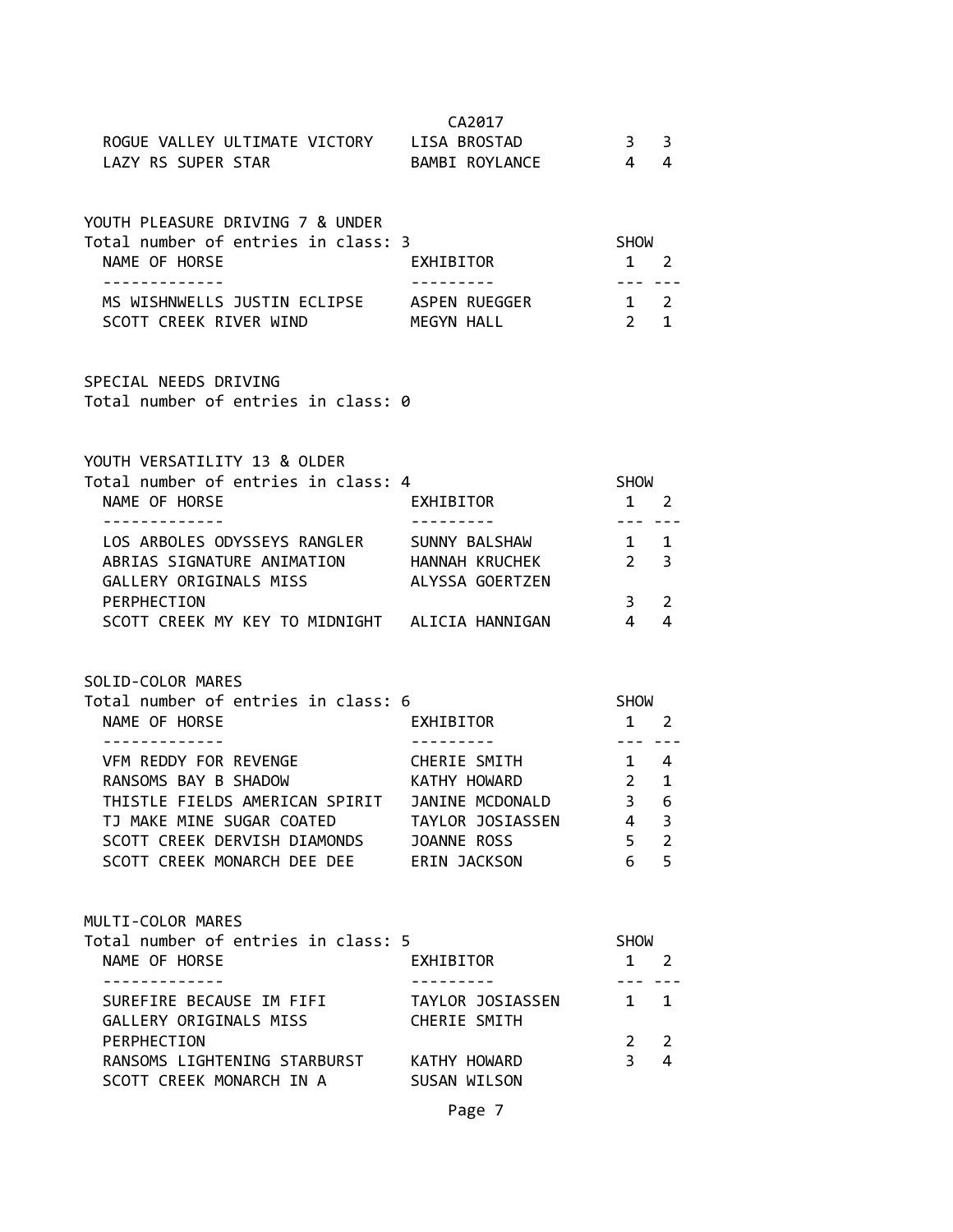CA2017

| NAME OF HORSE | EXHIBITOR | SHOW 1 | SHOW 2 |
|---|---|---|---|
| ROGUE VALLEY ULTIMATE VICTORY | LISA BROSTAD | 3 | 3 |
| LAZY RS SUPER STAR | BAMBI ROYLANCE | 4 | 4 |

YOUTH PLEASURE DRIVING 7 & UNDER
Total number of entries in class: 3

| NAME OF HORSE | EXHIBITOR | SHOW 1 | SHOW 2 |
|---|---|---|---|
| MS WISHNWELLS JUSTIN ECLIPSE | ASPEN RUEGGER | 1 | 2 |
| SCOTT CREEK RIVER WIND | MEGYN HALL | 2 | 1 |

SPECIAL NEEDS DRIVING
Total number of entries in class: 0

YOUTH VERSATILITY 13 & OLDER
Total number of entries in class: 4

| NAME OF HORSE | EXHIBITOR | SHOW 1 | SHOW 2 |
|---|---|---|---|
| LOS ARBOLES ODYSSEYS RANGLER | SUNNY BALSHAW | 1 | 1 |
| ABRIAS SIGNATURE ANIMATION | HANNAH KRUCHEK | 2 | 3 |
| GALLERY ORIGINALS MISS PERPHECTION | ALYSSA GOERTZEN | 3 | 2 |
| SCOTT CREEK MY KEY TO MIDNIGHT | ALICIA HANNIGAN | 4 | 4 |

SOLID-COLOR MARES
Total number of entries in class: 6

| NAME OF HORSE | EXHIBITOR | SHOW 1 | SHOW 2 |
|---|---|---|---|
| VFM REDDY FOR REVENGE | CHERIE SMITH | 1 | 4 |
| RANSOMS BAY B SHADOW | KATHY HOWARD | 2 | 1 |
| THISTLE FIELDS AMERICAN SPIRIT | JANINE MCDONALD | 3 | 6 |
| TJ MAKE MINE SUGAR COATED | TAYLOR JOSIASSEN | 4 | 3 |
| SCOTT CREEK DERVISH DIAMONDS | JOANNE ROSS | 5 | 2 |
| SCOTT CREEK MONARCH DEE DEE | ERIN JACKSON | 6 | 5 |

MULTI-COLOR MARES
Total number of entries in class: 5

| NAME OF HORSE | EXHIBITOR | SHOW 1 | SHOW 2 |
|---|---|---|---|
| SUREFIRE BECAUSE IM FIFI | TAYLOR JOSIASSEN | 1 | 1 |
| GALLERY ORIGINALS MISS PERPHECTION | CHERIE SMITH | 2 | 2 |
| RANSOMS LIGHTENING STARBURST | KATHY HOWARD | 3 | 4 |
| SCOTT CREEK MONARCH IN A | SUSAN WILSON | | |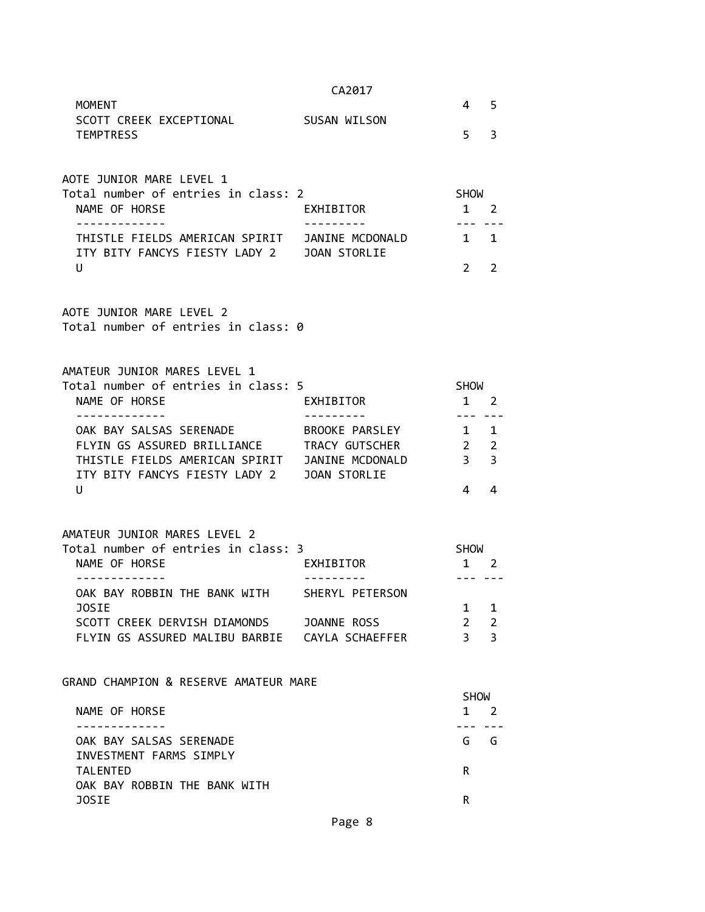| NAME OF HORSE | EXHIBITOR | SHOW 1 | SHOW 2 |
| --- | --- | --- | --- |
| MOMENT | | 4 | 5 |
| SCOTT CREEK EXCEPTIONAL TEMPTRESS | SUSAN WILSON | 5 | 3 |

AOTE JUNIOR MARE LEVEL 1

Total number of entries in class: 2

| NAME OF HORSE | EXHIBITOR | SHOW 1 | SHOW 2 |
| --- | --- | --- | --- |
| THISTLE FIELDS AMERICAN SPIRIT | JANINE MCDONALD | 1 | 1 |
| ITY BITY FANCYS FIESTY LADY 2 U | JOAN STORLIE | 2 | 2 |

AOTE JUNIOR MARE LEVEL 2

Total number of entries in class: 0

AMATEUR JUNIOR MARES LEVEL 1

Total number of entries in class: 5

| NAME OF HORSE | EXHIBITOR | SHOW 1 | SHOW 2 |
| --- | --- | --- | --- |
| OAK BAY SALSAS SERENADE | BROOKE PARSLEY | 1 | 1 |
| FLYIN GS ASSURED BRILLIANCE | TRACY GUTSCHER | 2 | 2 |
| THISTLE FIELDS AMERICAN SPIRIT | JANINE MCDONALD | 3 | 3 |
| ITY BITY FANCYS FIESTY LADY 2 U | JOAN STORLIE | 4 | 4 |

AMATEUR JUNIOR MARES LEVEL 2

Total number of entries in class: 3

| NAME OF HORSE | EXHIBITOR | SHOW 1 | SHOW 2 |
| --- | --- | --- | --- |
| OAK BAY ROBBIN THE BANK WITH JOSIE | SHERYL PETERSON | 1 | 1 |
| SCOTT CREEK DERVISH DIAMONDS | JOANNE ROSS | 2 | 2 |
| FLYIN GS ASSURED MALIBU BARBIE | CAYLA SCHAEFFER | 3 | 3 |

GRAND CHAMPION & RESERVE AMATEUR MARE

| NAME OF HORSE | SHOW 1 | SHOW 2 |
| --- | --- | --- |
| OAK BAY SALSAS SERENADE | G | G |
| INVESTMENT FARMS SIMPLY TALENTED | R | |
| OAK BAY ROBBIN THE BANK WITH JOSIE | R | |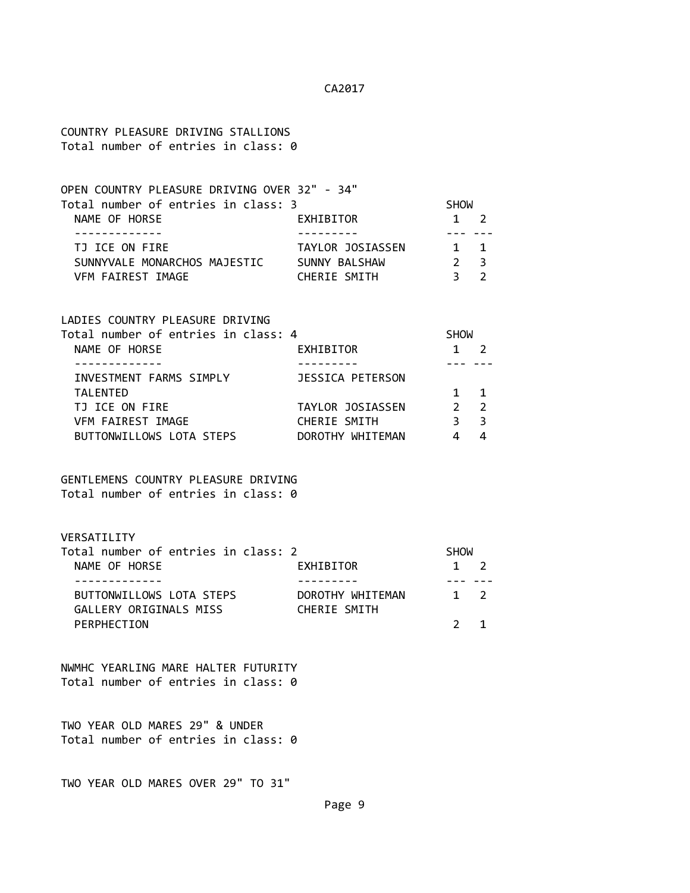COUNTRY PLEASURE DRIVING STALLIONS
Total number of entries in class: 0

OPEN COUNTRY PLEASURE DRIVING OVER 32" - 34"
Total number of entries in class: 3

| NAME OF HORSE | EXHIBITOR | SHOW 1 | SHOW 2 |
|---|---|---|---|
| TJ ICE ON FIRE | TAYLOR JOSIASSEN | 1 | 1 |
| SUNNYVALE MONARCHOS MAJESTIC | SUNNY BALSHAW | 2 | 3 |
| VFM FAIREST IMAGE | CHERIE SMITH | 3 | 2 |

LADIES COUNTRY PLEASURE DRIVING
Total number of entries in class: 4

| NAME OF HORSE | EXHIBITOR | SHOW 1 | SHOW 2 |
|---|---|---|---|
| INVESTMENT FARMS SIMPLY TALENTED | JESSICA PETERSON | 1 | 1 |
| TJ ICE ON FIRE | TAYLOR JOSIASSEN | 2 | 2 |
| VFM FAIREST IMAGE | CHERIE SMITH | 3 | 3 |
| BUTTONWILLOWS LOTA STEPS | DOROTHY WHITEMAN | 4 | 4 |

GENTLEMENS COUNTRY PLEASURE DRIVING
Total number of entries in class: 0

VERSATILITY
Total number of entries in class: 2

| NAME OF HORSE | EXHIBITOR | SHOW 1 | SHOW 2 |
|---|---|---|---|
| BUTTONWILLOWS LOTA STEPS | DOROTHY WHITEMAN | 1 | 2 |
| GALLERY ORIGINALS MISS PERPHECTION | CHERIE SMITH | 2 | 1 |

NWMHC YEARLING MARE HALTER FUTURITY
Total number of entries in class: 0

TWO YEAR OLD MARES 29" & UNDER
Total number of entries in class: 0

TWO YEAR OLD MARES OVER 29" TO 31"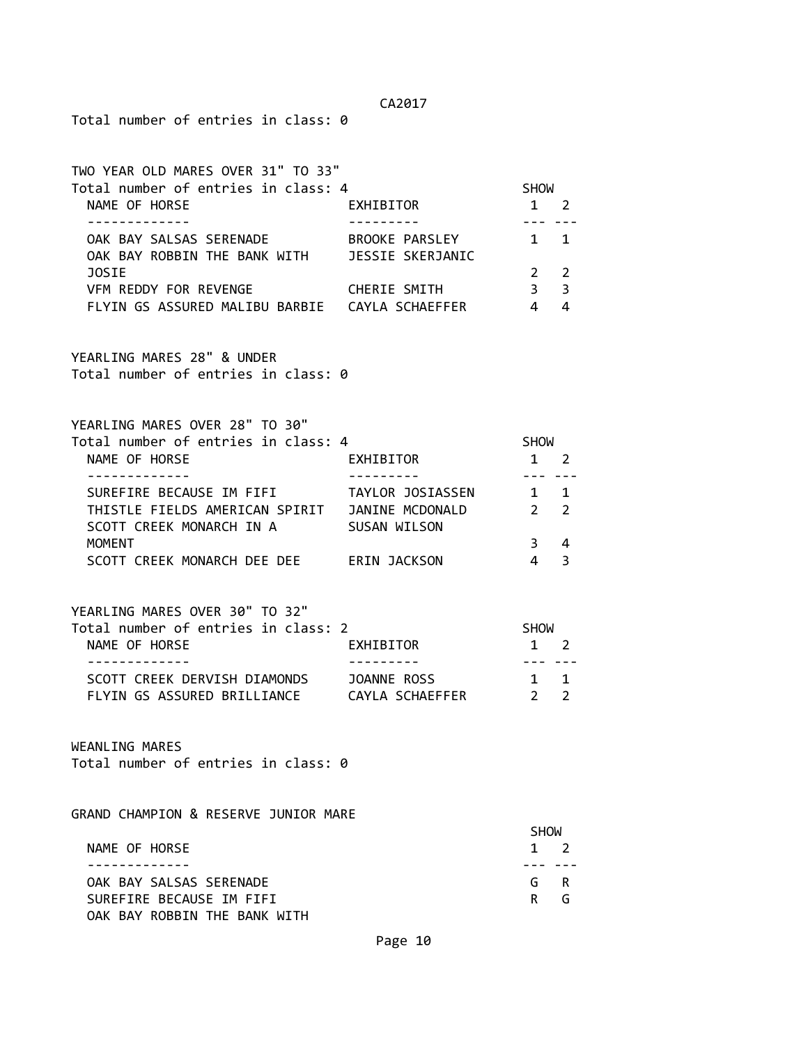Total number of entries in class: 0

## TWO YEAR OLD MARES OVER 31" TO 33"

Total number of entries in class: 4

| NAME OF HORSE | EXHIBITOR | SHOW 1 | SHOW 2 |
|---|---|---|---|
| OAK BAY SALSAS SERENADE | BROOKE PARSLEY | 1 | 1 |
| OAK BAY ROBBIN THE BANK WITH JOSIE | JESSIE SKERJANIC | 2 | 2 |
| VFM REDDY FOR REVENGE | CHERIE SMITH | 3 | 3 |
| FLYIN GS ASSURED MALIBU BARBIE | CAYLA SCHAEFFER | 4 | 4 |

## YEARLING MARES 28" & UNDER

Total number of entries in class: 0

## YEARLING MARES OVER 28" TO 30"

Total number of entries in class: 4

| NAME OF HORSE | EXHIBITOR | SHOW 1 | SHOW 2 |
|---|---|---|---|
| SUREFIRE BECAUSE IM FIFI | TAYLOR JOSIASSEN | 1 | 1 |
| THISTLE FIELDS AMERICAN SPIRIT | JANINE MCDONALD | 2 | 2 |
| SCOTT CREEK MONARCH IN A MOMENT | SUSAN WILSON | 3 | 4 |
| SCOTT CREEK MONARCH DEE DEE | ERIN JACKSON | 4 | 3 |

## YEARLING MARES OVER 30" TO 32"

Total number of entries in class: 2

| NAME OF HORSE | EXHIBITOR | SHOW 1 | SHOW 2 |
|---|---|---|---|
| SCOTT CREEK DERVISH DIAMONDS | JOANNE ROSS | 1 | 1 |
| FLYIN GS ASSURED BRILLIANCE | CAYLA SCHAEFFER | 2 | 2 |

## WEANLING MARES

Total number of entries in class: 0

## GRAND CHAMPION & RESERVE JUNIOR MARE

| NAME OF HORSE | SHOW 1 | SHOW 2 |
|---|---|---|
| OAK BAY SALSAS SERENADE | G | R |
| SUREFIRE BECAUSE IM FIFI | R | G |
| OAK BAY ROBBIN THE BANK WITH | | |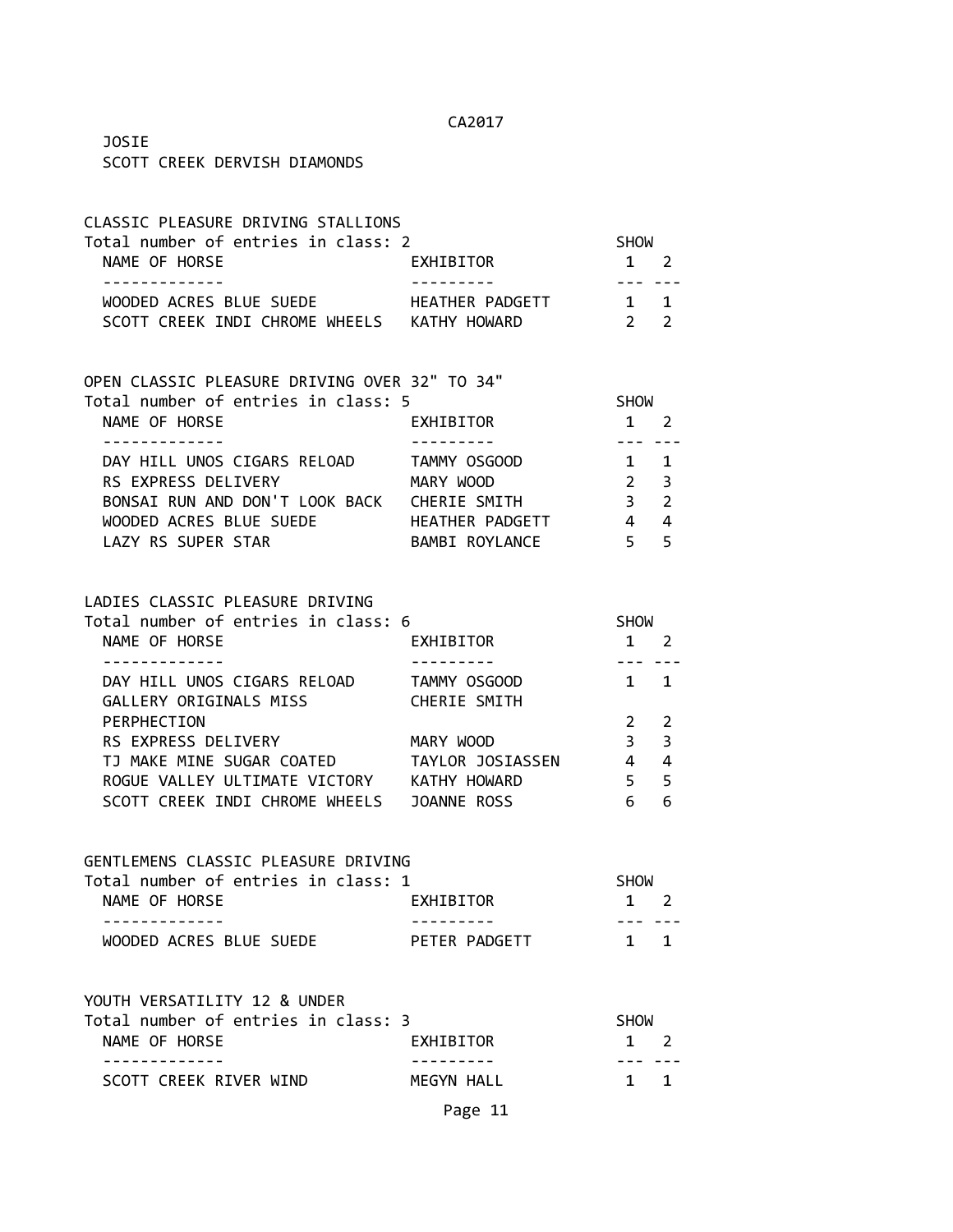JOSIE
SCOTT CREEK DERVISH DIAMONDS

CLASSIC PLEASURE DRIVING STALLIONS

Total number of entries in class: 2

| NAME OF HORSE | EXHIBITOR | SHOW 1 | SHOW 2 |
|---|---|---|---|
| WOODED ACRES BLUE SUEDE | HEATHER PADGETT | 1 | 1 |
| SCOTT CREEK INDI CHROME WHEELS | KATHY HOWARD | 2 | 2 |

OPEN CLASSIC PLEASURE DRIVING OVER 32" TO 34"

Total number of entries in class: 5

| NAME OF HORSE | EXHIBITOR | SHOW 1 | SHOW 2 |
|---|---|---|---|
| DAY HILL UNOS CIGARS RELOAD | TAMMY OSGOOD | 1 | 1 |
| RS EXPRESS DELIVERY | MARY WOOD | 2 | 3 |
| BONSAI RUN AND DON'T LOOK BACK | CHERIE SMITH | 3 | 2 |
| WOODED ACRES BLUE SUEDE | HEATHER PADGETT | 4 | 4 |
| LAZY RS SUPER STAR | BAMBI ROYLANCE | 5 | 5 |

LADIES CLASSIC PLEASURE DRIVING

Total number of entries in class: 6

| NAME OF HORSE | EXHIBITOR | SHOW 1 | SHOW 2 |
|---|---|---|---|
| DAY HILL UNOS CIGARS RELOAD | TAMMY OSGOOD | 1 | 1 |
| GALLERY ORIGINALS MISS PERPHECTION | CHERIE SMITH | 2 | 2 |
| RS EXPRESS DELIVERY | MARY WOOD | 3 | 3 |
| TJ MAKE MINE SUGAR COATED | TAYLOR JOSIASSEN | 4 | 4 |
| ROGUE VALLEY ULTIMATE VICTORY | KATHY HOWARD | 5 | 5 |
| SCOTT CREEK INDI CHROME WHEELS | JOANNE ROSS | 6 | 6 |

GENTLEMENS CLASSIC PLEASURE DRIVING

Total number of entries in class: 1

| NAME OF HORSE | EXHIBITOR | SHOW 1 | SHOW 2 |
|---|---|---|---|
| WOODED ACRES BLUE SUEDE | PETER PADGETT | 1 | 1 |

YOUTH VERSATILITY 12 & UNDER

Total number of entries in class: 3

| NAME OF HORSE | EXHIBITOR | SHOW 1 | SHOW 2 |
|---|---|---|---|
| SCOTT CREEK RIVER WIND | MEGYN HALL | 1 | 1 |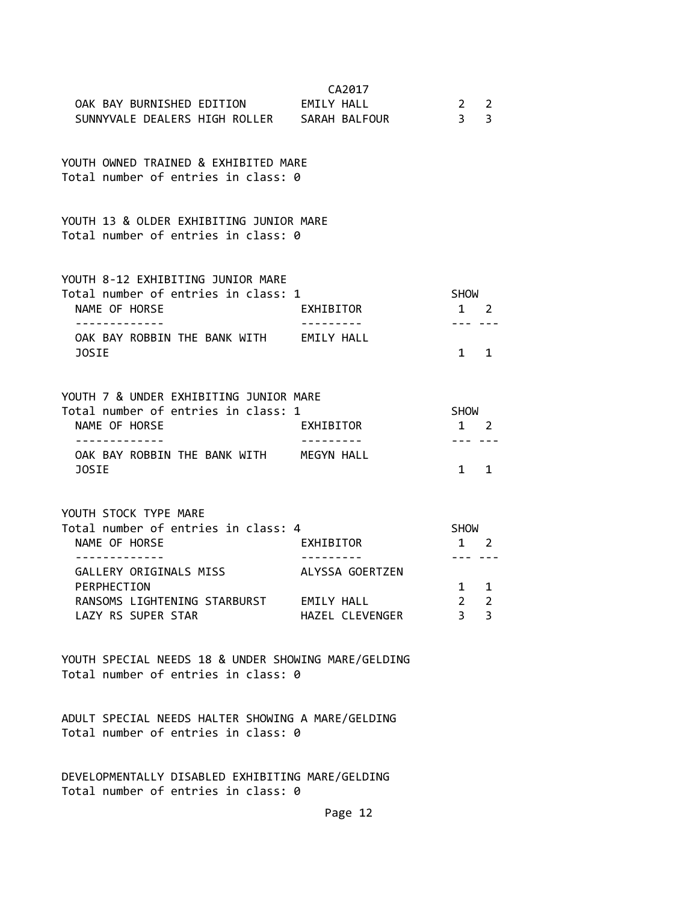CA2017

| | | | |
|---|---|---|---|
| OAK BAY BURNISHED EDITION | EMILY HALL | 2 | 2 |
| SUNNYVALE DEALERS HIGH ROLLER | SARAH BALFOUR | 3 | 3 |

YOUTH OWNED TRAINED & EXHIBITED MARE
Total number of entries in class: 0

YOUTH 13 & OLDER EXHIBITING JUNIOR MARE
Total number of entries in class: 0

YOUTH 8-12 EXHIBITING JUNIOR MARE
Total number of entries in class: 1

| NAME OF HORSE | EXHIBITOR | SHOW 1 | SHOW 2 |
|---|---|---|---|
| OAK BAY ROBBIN THE BANK WITH JOSIE | EMILY HALL | 1 | 1 |

YOUTH 7 & UNDER EXHIBITING JUNIOR MARE
Total number of entries in class: 1

| NAME OF HORSE | EXHIBITOR | SHOW 1 | SHOW 2 |
|---|---|---|---|
| OAK BAY ROBBIN THE BANK WITH JOSIE | MEGYN HALL | 1 | 1 |

YOUTH STOCK TYPE MARE
Total number of entries in class: 4

| NAME OF HORSE | EXHIBITOR | SHOW 1 | SHOW 2 |
|---|---|---|---|
| GALLERY ORIGINALS MISS PERPHECTION | ALYSSA GOERTZEN | 1 | 1 |
| RANSOMS LIGHTENING STARBURST | EMILY HALL | 2 | 2 |
| LAZY RS SUPER STAR | HAZEL CLEVENGER | 3 | 3 |

YOUTH SPECIAL NEEDS 18 & UNDER SHOWING MARE/GELDING
Total number of entries in class: 0

ADULT SPECIAL NEEDS HALTER SHOWING A MARE/GELDING
Total number of entries in class: 0

DEVELOPMENTALLY DISABLED EXHIBITING MARE/GELDING
Total number of entries in class: 0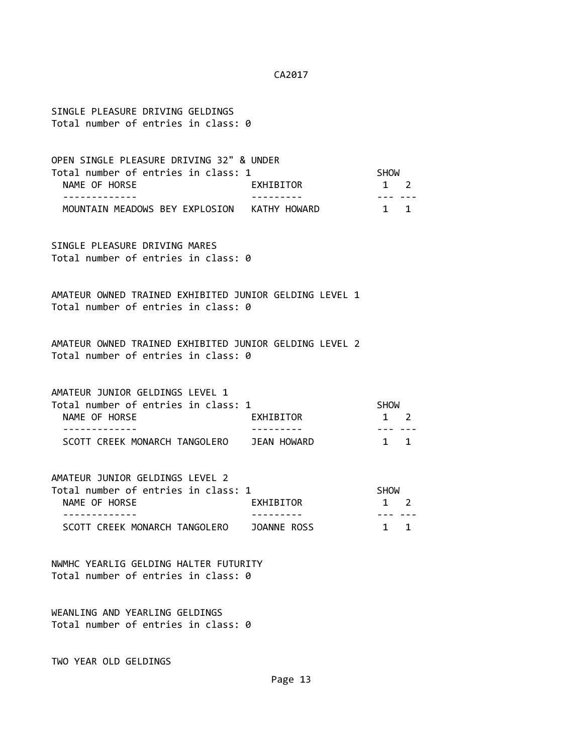SINGLE PLEASURE DRIVING GELDINGS
Total number of entries in class: 0

OPEN SINGLE PLEASURE DRIVING 32" & UNDER
Total number of entries in class: 1

| NAME OF HORSE | EXHIBITOR | SHOW 1 | SHOW 2 |
|---|---|---|---|
| MOUNTAIN MEADOWS BEY EXPLOSION | KATHY HOWARD | 1 | 1 |

SINGLE PLEASURE DRIVING MARES
Total number of entries in class: 0

AMATEUR OWNED TRAINED EXHIBITED JUNIOR GELDING LEVEL 1
Total number of entries in class: 0

AMATEUR OWNED TRAINED EXHIBITED JUNIOR GELDING LEVEL 2
Total number of entries in class: 0

AMATEUR JUNIOR GELDINGS LEVEL 1
Total number of entries in class: 1

| NAME OF HORSE | EXHIBITOR | SHOW 1 | SHOW 2 |
|---|---|---|---|
| SCOTT CREEK MONARCH TANGOLERO | JEAN HOWARD | 1 | 1 |

AMATEUR JUNIOR GELDINGS LEVEL 2
Total number of entries in class: 1

| NAME OF HORSE | EXHIBITOR | SHOW 1 | SHOW 2 |
|---|---|---|---|
| SCOTT CREEK MONARCH TANGOLERO | JOANNE ROSS | 1 | 1 |

NWMHC YEARLIG GELDING HALTER FUTURITY
Total number of entries in class: 0

WEANLING AND YEARLING GELDINGS
Total number of entries in class: 0

TWO YEAR OLD GELDINGS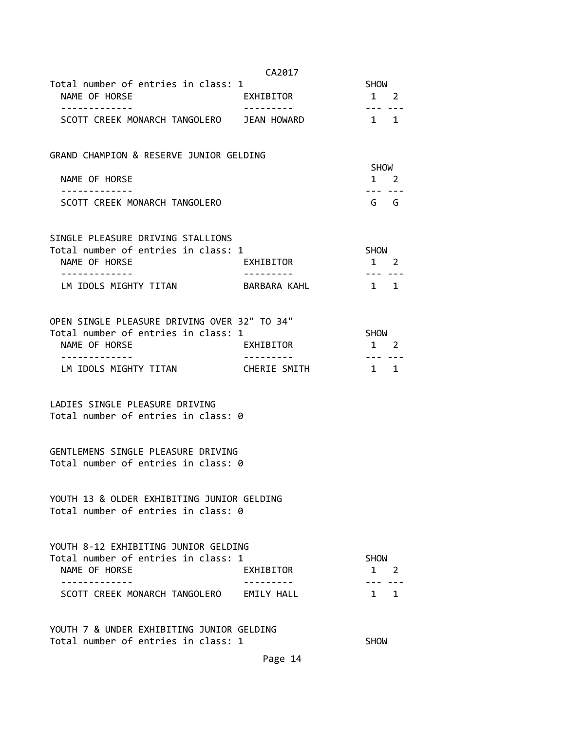Total number of entries in class: 1

| NAME OF HORSE | EXHIBITOR | SHOW 1 | SHOW 2 |
|---|---|---|---|
| SCOTT CREEK MONARCH TANGOLERO | JEAN HOWARD | 1 | 1 |

GRAND CHAMPION & RESERVE JUNIOR GELDING

| NAME OF HORSE | SHOW 1 | SHOW 2 |
|---|---|---|
| SCOTT CREEK MONARCH TANGOLERO | G | G |

SINGLE PLEASURE DRIVING STALLIONS
Total number of entries in class: 1

| NAME OF HORSE | EXHIBITOR | SHOW 1 | SHOW 2 |
|---|---|---|---|
| LM IDOLS MIGHTY TITAN | BARBARA KAHL | 1 | 1 |

OPEN SINGLE PLEASURE DRIVING OVER 32" TO 34"
Total number of entries in class: 1

| NAME OF HORSE | EXHIBITOR | SHOW 1 | SHOW 2 |
|---|---|---|---|
| LM IDOLS MIGHTY TITAN | CHERIE SMITH | 1 | 1 |

LADIES SINGLE PLEASURE DRIVING
Total number of entries in class: 0

GENTLEMENS SINGLE PLEASURE DRIVING
Total number of entries in class: 0

YOUTH 13 & OLDER EXHIBITING JUNIOR GELDING
Total number of entries in class: 0

YOUTH 8-12 EXHIBITING JUNIOR GELDING
Total number of entries in class: 1

| NAME OF HORSE | EXHIBITOR | SHOW 1 | SHOW 2 |
|---|---|---|---|
| SCOTT CREEK MONARCH TANGOLERO | EMILY HALL | 1 | 1 |

YOUTH 7 & UNDER EXHIBITING JUNIOR GELDING
Total number of entries in class: 1 SHOW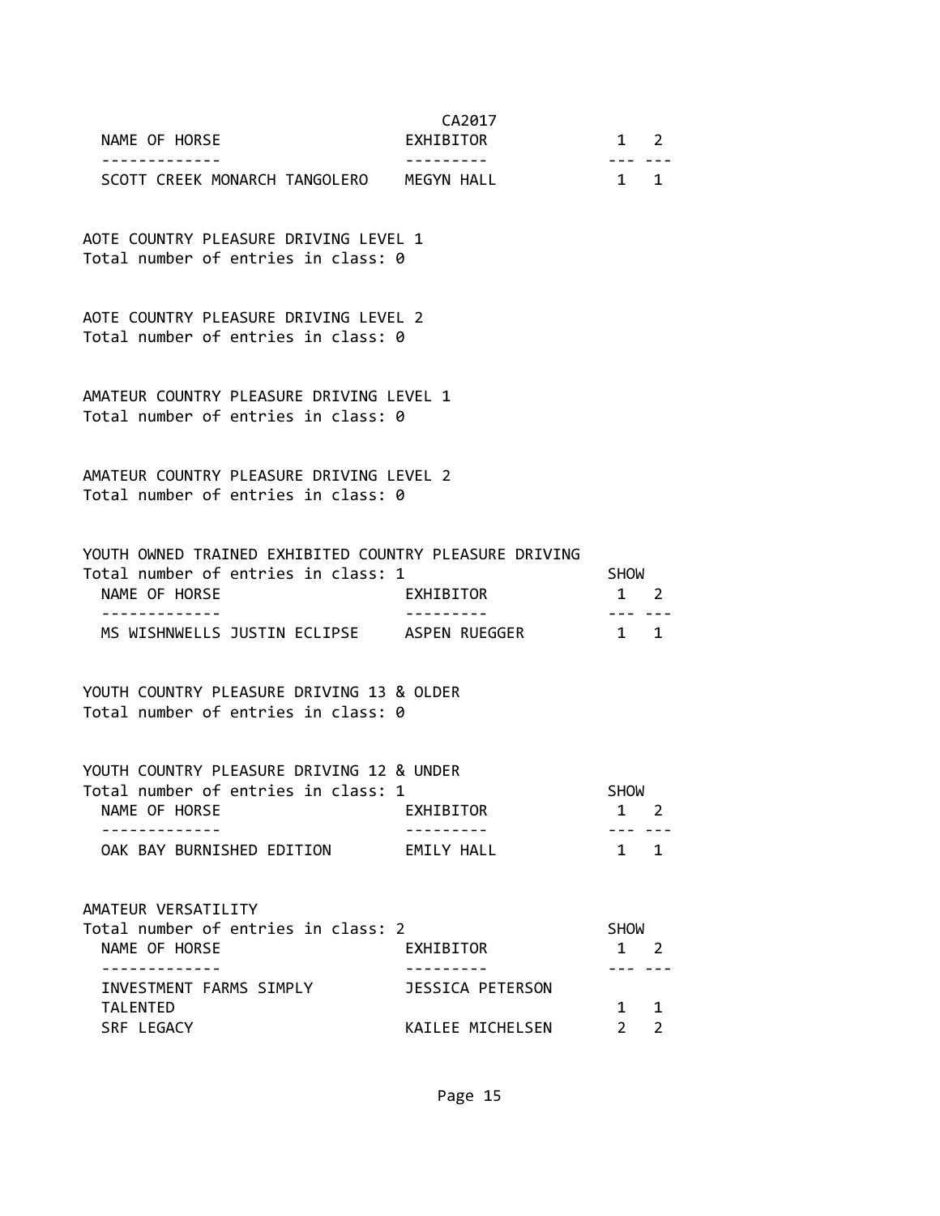CA2017

| NAME OF HORSE | EXHIBITOR | 1 | 2 |
|---|---|---|---|
| SCOTT CREEK MONARCH TANGOLERO | MEGYN HALL | 1 | 1 |

AOTE COUNTRY PLEASURE DRIVING LEVEL 1
Total number of entries in class: 0

AOTE COUNTRY PLEASURE DRIVING LEVEL 2
Total number of entries in class: 0

AMATEUR COUNTRY PLEASURE DRIVING LEVEL 1
Total number of entries in class: 0

AMATEUR COUNTRY PLEASURE DRIVING LEVEL 2
Total number of entries in class: 0

YOUTH OWNED TRAINED EXHIBITED COUNTRY PLEASURE DRIVING
Total number of entries in class: 1

| NAME OF HORSE | EXHIBITOR | SHOW 1 | SHOW 2 |
|---|---|---|---|
| MS WISHNWELLS JUSTIN ECLIPSE | ASPEN RUEGGER | 1 | 1 |

YOUTH COUNTRY PLEASURE DRIVING 13 & OLDER
Total number of entries in class: 0

YOUTH COUNTRY PLEASURE DRIVING 12 & UNDER
Total number of entries in class: 1

| NAME OF HORSE | EXHIBITOR | SHOW 1 | SHOW 2 |
|---|---|---|---|
| OAK BAY BURNISHED EDITION | EMILY HALL | 1 | 1 |

AMATEUR VERSATILITY
Total number of entries in class: 2

| NAME OF HORSE | EXHIBITOR | SHOW 1 | SHOW 2 |
|---|---|---|---|
| INVESTMENT FARMS SIMPLY TALENTED | JESSICA PETERSON | 1 | 1 |
| SRF LEGACY | KAILEE MICHELSEN | 2 | 2 |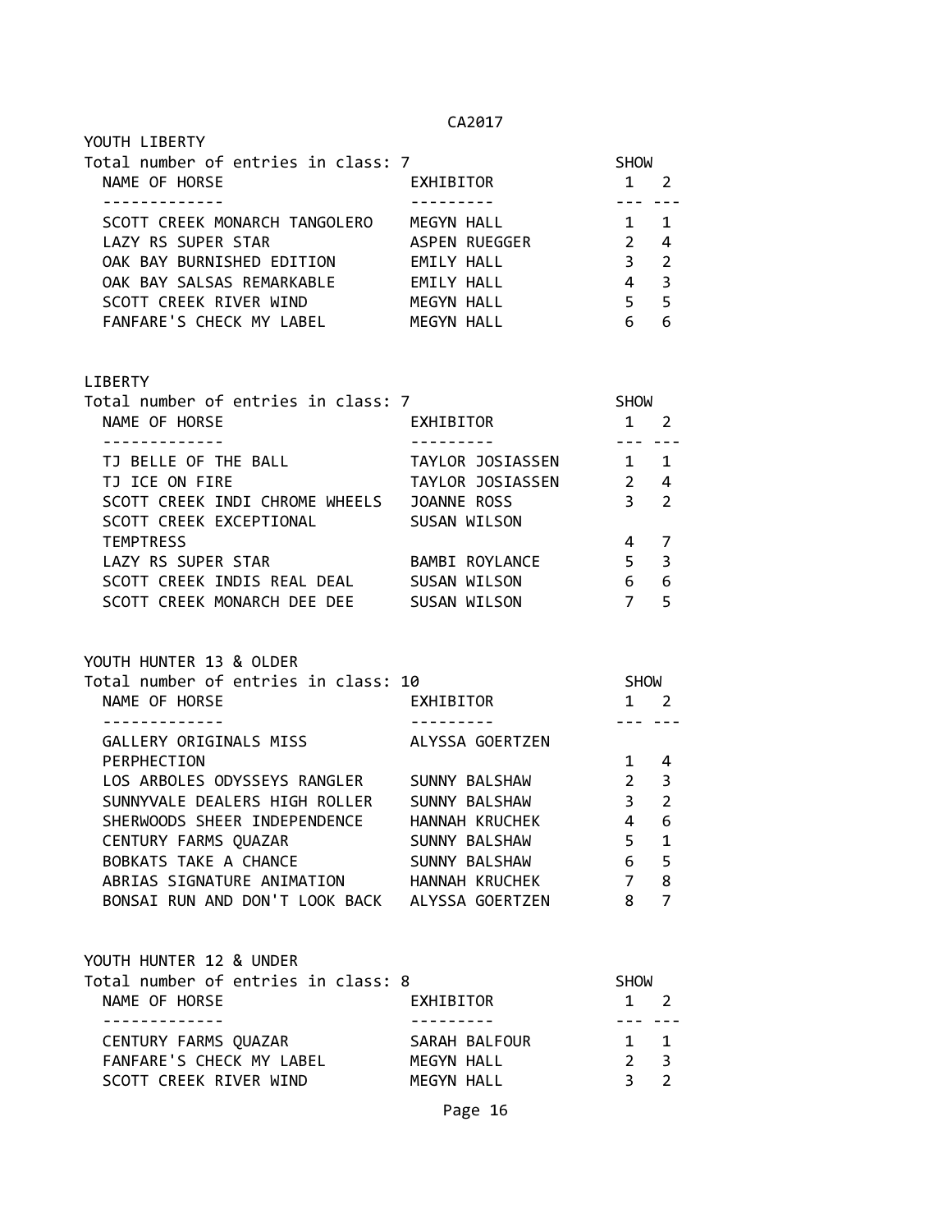CA2017

## YOUTH LIBERTY

Total number of entries in class: 7

| NAME OF HORSE | EXHIBITOR | SHOW 1 | 2 |
|---|---|---|---|
| SCOTT CREEK MONARCH TANGOLERO | MEGYN HALL | 1 | 1 |
| LAZY RS SUPER STAR | ASPEN RUEGGER | 2 | 4 |
| OAK BAY BURNISHED EDITION | EMILY HALL | 3 | 2 |
| OAK BAY SALSAS REMARKABLE | EMILY HALL | 4 | 3 |
| SCOTT CREEK RIVER WIND | MEGYN HALL | 5 | 5 |
| FANFARE'S CHECK MY LABEL | MEGYN HALL | 6 | 6 |

## LIBERTY

Total number of entries in class: 7

| NAME OF HORSE | EXHIBITOR | SHOW 1 | 2 |
|---|---|---|---|
| TJ BELLE OF THE BALL | TAYLOR JOSIASSEN | 1 | 1 |
| TJ ICE ON FIRE | TAYLOR JOSIASSEN | 2 | 4 |
| SCOTT CREEK INDI CHROME WHEELS | JOANNE ROSS | 3 | 2 |
| SCOTT CREEK EXCEPTIONAL TEMPTRESS | SUSAN WILSON | 4 | 7 |
| LAZY RS SUPER STAR | BAMBI ROYLANCE | 5 | 3 |
| SCOTT CREEK INDIS REAL DEAL | SUSAN WILSON | 6 | 6 |
| SCOTT CREEK MONARCH DEE DEE | SUSAN WILSON | 7 | 5 |

## YOUTH HUNTER 13 & OLDER

Total number of entries in class: 10

| NAME OF HORSE | EXHIBITOR | SHOW 1 | 2 |
|---|---|---|---|
| GALLERY ORIGINALS MISS PERPHECTION | ALYSSA GOERTZEN | 1 | 4 |
| LOS ARBOLES ODYSSEYS RANGLER | SUNNY BALSHAW | 2 | 3 |
| SUNNYVALE DEALERS HIGH ROLLER | SUNNY BALSHAW | 3 | 2 |
| SHERWOODS SHEER INDEPENDENCE | HANNAH KRUCHEK | 4 | 6 |
| CENTURY FARMS QUAZAR | SUNNY BALSHAW | 5 | 1 |
| BOBKATS TAKE A CHANCE | SUNNY BALSHAW | 6 | 5 |
| ABRIAS SIGNATURE ANIMATION | HANNAH KRUCHEK | 7 | 8 |
| BONSAI RUN AND DON'T LOOK BACK | ALYSSA GOERTZEN | 8 | 7 |

## YOUTH HUNTER 12 & UNDER

Total number of entries in class: 8

| NAME OF HORSE | EXHIBITOR | SHOW 1 | 2 |
|---|---|---|---|
| CENTURY FARMS QUAZAR | SARAH BALFOUR | 1 | 1 |
| FANFARE'S CHECK MY LABEL | MEGYN HALL | 2 | 3 |
| SCOTT CREEK RIVER WIND | MEGYN HALL | 3 | 2 |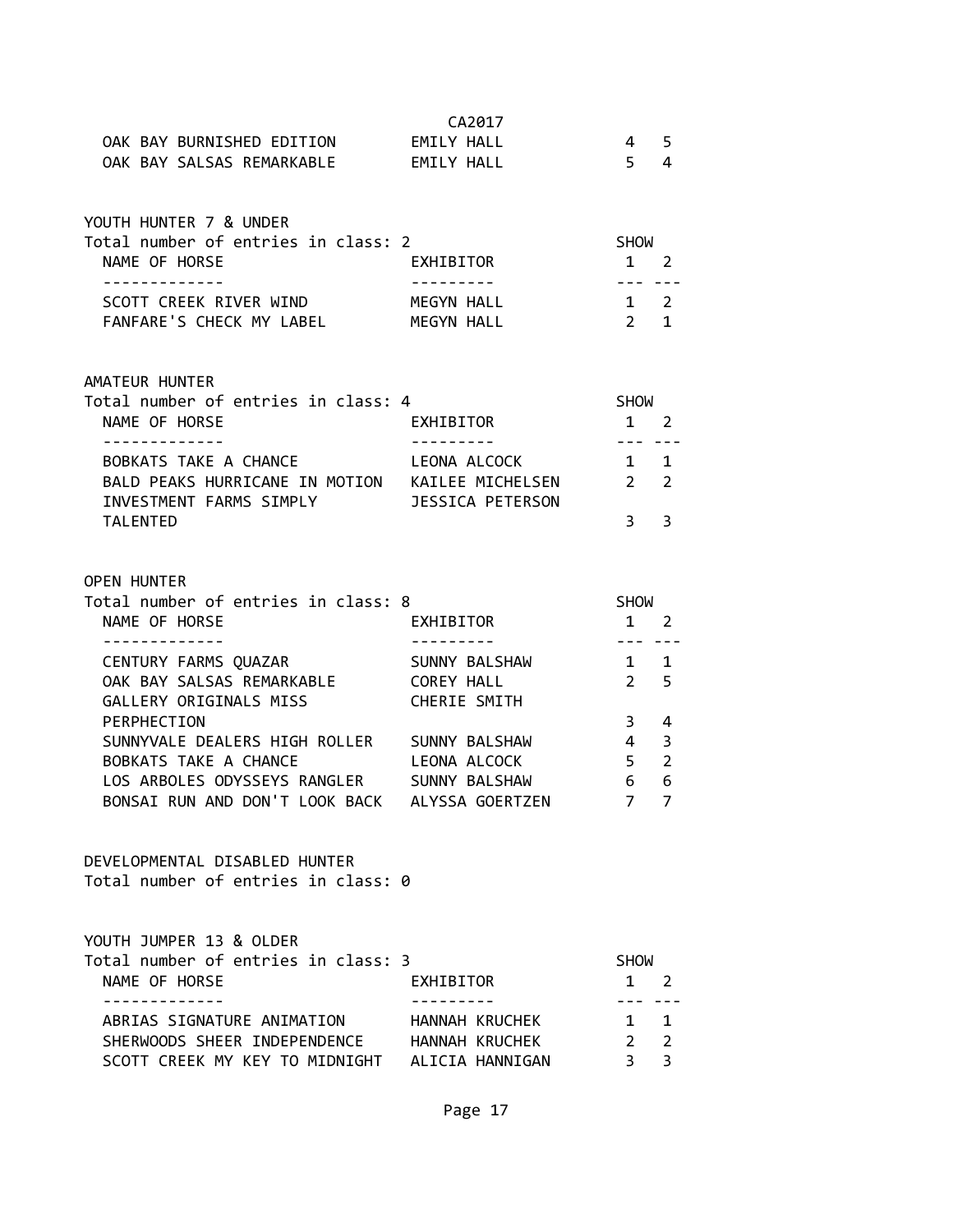| NAME OF HORSE | EXHIBITOR | SHOW 1 | 2 |
|---|---|---|---|
| OAK BAY BURNISHED EDITION | EMILY HALL | 4 | 5 |
| OAK BAY SALSAS REMARKABLE | EMILY HALL | 5 | 4 |

## YOUTH HUNTER 7 & UNDER

Total number of entries in class: 2

| NAME OF HORSE | EXHIBITOR | SHOW 1 | 2 |
|---|---|---|---|
| SCOTT CREEK RIVER WIND | MEGYN HALL | 1 | 2 |
| FANFARE'S CHECK MY LABEL | MEGYN HALL | 2 | 1 |

## AMATEUR HUNTER

Total number of entries in class: 4

| NAME OF HORSE | EXHIBITOR | SHOW 1 | 2 |
|---|---|---|---|
| BOBKATS TAKE A CHANCE | LEONA ALCOCK | 1 | 1 |
| BALD PEAKS HURRICANE IN MOTION | KAILEE MICHELSEN | 2 | 2 |
| INVESTMENT FARMS SIMPLY TALENTED | JESSICA PETERSON | 3 | 3 |

## OPEN HUNTER

Total number of entries in class: 8

| NAME OF HORSE | EXHIBITOR | SHOW 1 | 2 |
|---|---|---|---|
| CENTURY FARMS QUAZAR | SUNNY BALSHAW | 1 | 1 |
| OAK BAY SALSAS REMARKABLE | COREY HALL | 2 | 5 |
| GALLERY ORIGINALS MISS PERPHECTION | CHERIE SMITH | 3 | 4 |
| SUNNYVALE DEALERS HIGH ROLLER | SUNNY BALSHAW | 4 | 3 |
| BOBKATS TAKE A CHANCE | LEONA ALCOCK | 5 | 2 |
| LOS ARBOLES ODYSSEYS RANGLER | SUNNY BALSHAW | 6 | 6 |
| BONSAI RUN AND DON'T LOOK BACK | ALYSSA GOERTZEN | 7 | 7 |

## DEVELOPMENTAL DISABLED HUNTER

Total number of entries in class: 0

## YOUTH JUMPER 13 & OLDER

Total number of entries in class: 3

| NAME OF HORSE | EXHIBITOR | SHOW 1 | 2 |
|---|---|---|---|
| ABRIAS SIGNATURE ANIMATION | HANNAH KRUCHEK | 1 | 1 |
| SHERWOODS SHEER INDEPENDENCE | HANNAH KRUCHEK | 2 | 2 |
| SCOTT CREEK MY KEY TO MIDNIGHT | ALICIA HANNIGAN | 3 | 3 |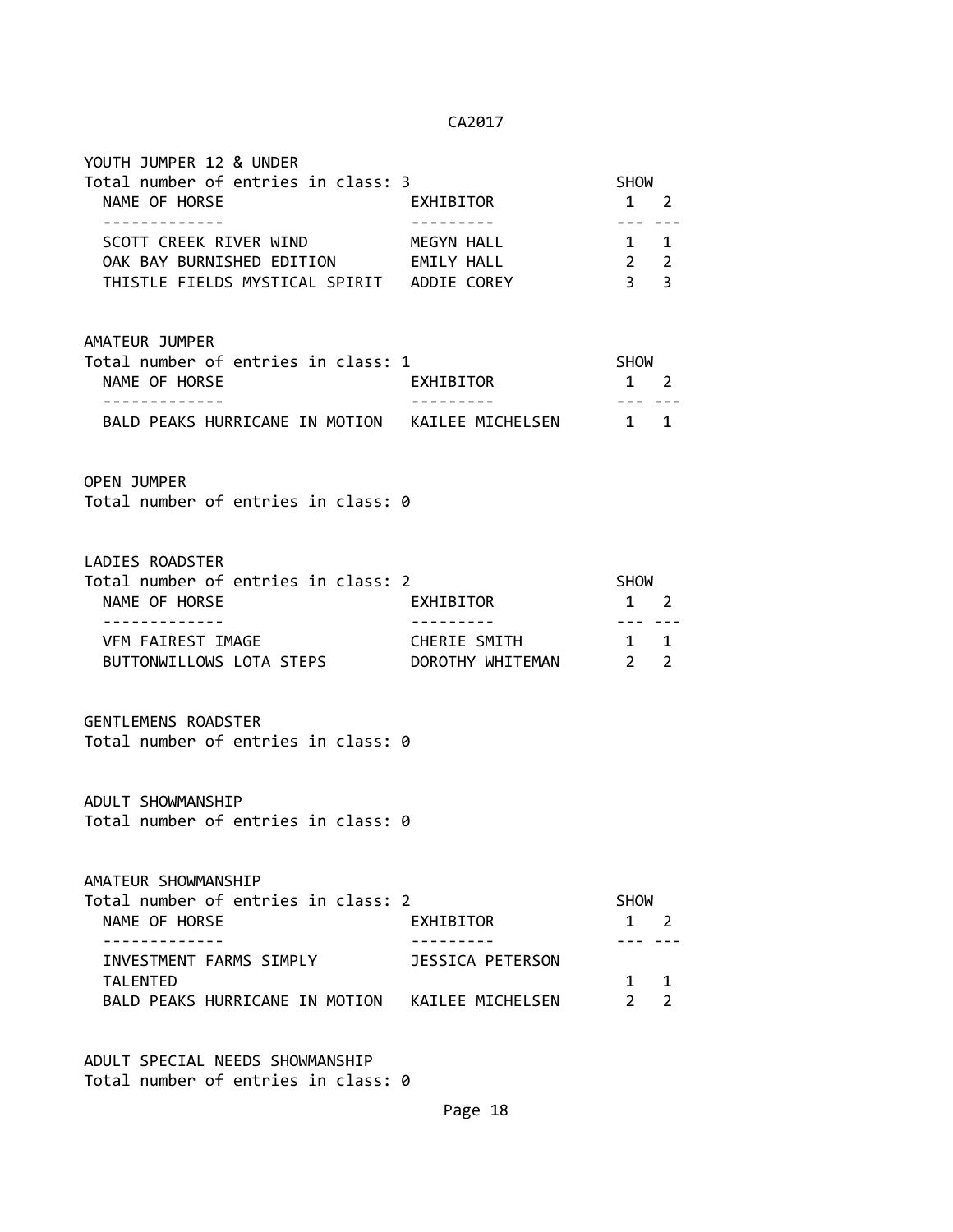## YOUTH JUMPER 12 & UNDER

Total number of entries in class: 3

| NAME OF HORSE | EXHIBITOR | SHOW 1 | SHOW 2 |
|---|---|---|---|
| SCOTT CREEK RIVER WIND | MEGYN HALL | 1 | 1 |
| OAK BAY BURNISHED EDITION | EMILY HALL | 2 | 2 |
| THISTLE FIELDS MYSTICAL SPIRIT | ADDIE COREY | 3 | 3 |

## AMATEUR JUMPER

Total number of entries in class: 1

| NAME OF HORSE | EXHIBITOR | SHOW 1 | SHOW 2 |
|---|---|---|---|
| BALD PEAKS HURRICANE IN MOTION | KAILEE MICHELSEN | 1 | 1 |

## OPEN JUMPER

Total number of entries in class: 0

## LADIES ROADSTER

Total number of entries in class: 2

| NAME OF HORSE | EXHIBITOR | SHOW 1 | SHOW 2 |
|---|---|---|---|
| VFM FAIREST IMAGE | CHERIE SMITH | 1 | 1 |
| BUTTONWILLOWS LOTA STEPS | DOROTHY WHITEMAN | 2 | 2 |

## GENTLEMENS ROADSTER

Total number of entries in class: 0

## ADULT SHOWMANSHIP

Total number of entries in class: 0

## AMATEUR SHOWMANSHIP

Total number of entries in class: 2

| NAME OF HORSE | EXHIBITOR | SHOW 1 | SHOW 2 |
|---|---|---|---|
| INVESTMENT FARMS SIMPLY TALENTED | JESSICA PETERSON | 1 | 1 |
| BALD PEAKS HURRICANE IN MOTION | KAILEE MICHELSEN | 2 | 2 |

## ADULT SPECIAL NEEDS SHOWMANSHIP

Total number of entries in class: 0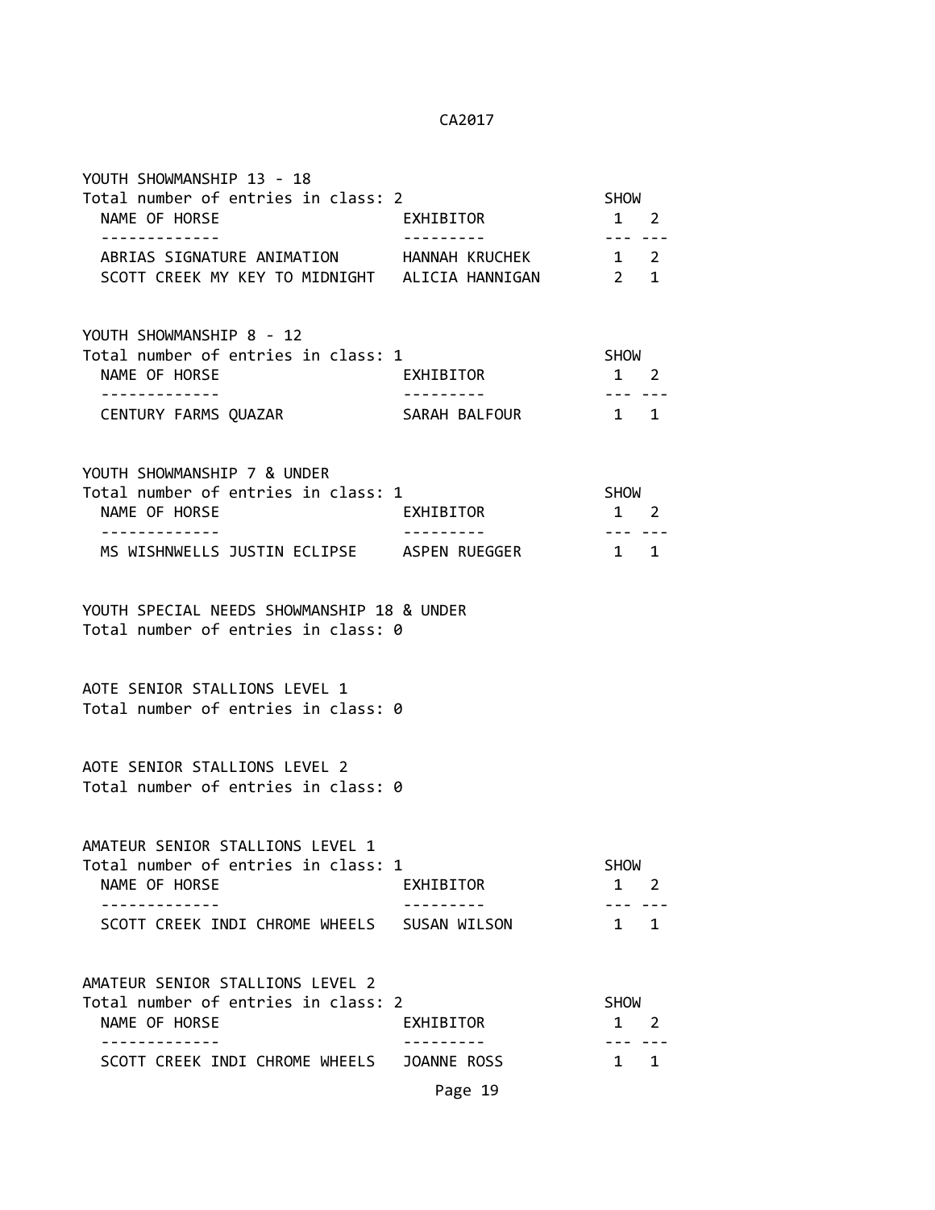YOUTH SHOWMANSHIP 13 - 18
Total number of entries in class: 2

| NAME OF HORSE | EXHIBITOR | SHOW 1 | SHOW 2 |
|---|---|---|---|
| ABRIAS SIGNATURE ANIMATION | HANNAH KRUCHEK | 1 | 2 |
| SCOTT CREEK MY KEY TO MIDNIGHT | ALICIA HANNIGAN | 2 | 1 |

YOUTH SHOWMANSHIP 8 - 12
Total number of entries in class: 1

| NAME OF HORSE | EXHIBITOR | SHOW 1 | SHOW 2 |
|---|---|---|---|
| CENTURY FARMS QUAZAR | SARAH BALFOUR | 1 | 1 |

YOUTH SHOWMANSHIP 7 & UNDER
Total number of entries in class: 1

| NAME OF HORSE | EXHIBITOR | SHOW 1 | SHOW 2 |
|---|---|---|---|
| MS WISHNWELLS JUSTIN ECLIPSE | ASPEN RUEGGER | 1 | 1 |

YOUTH SPECIAL NEEDS SHOWMANSHIP 18 & UNDER
Total number of entries in class: 0

AOTE SENIOR STALLIONS LEVEL 1
Total number of entries in class: 0

AOTE SENIOR STALLIONS LEVEL 2
Total number of entries in class: 0

AMATEUR SENIOR STALLIONS LEVEL 1
Total number of entries in class: 1

| NAME OF HORSE | EXHIBITOR | SHOW 1 | SHOW 2 |
|---|---|---|---|
| SCOTT CREEK INDI CHROME WHEELS | SUSAN WILSON | 1 | 1 |

AMATEUR SENIOR STALLIONS LEVEL 2
Total number of entries in class: 2

| NAME OF HORSE | EXHIBITOR | SHOW 1 | SHOW 2 |
|---|---|---|---|
| SCOTT CREEK INDI CHROME WHEELS | JOANNE ROSS | 1 | 1 |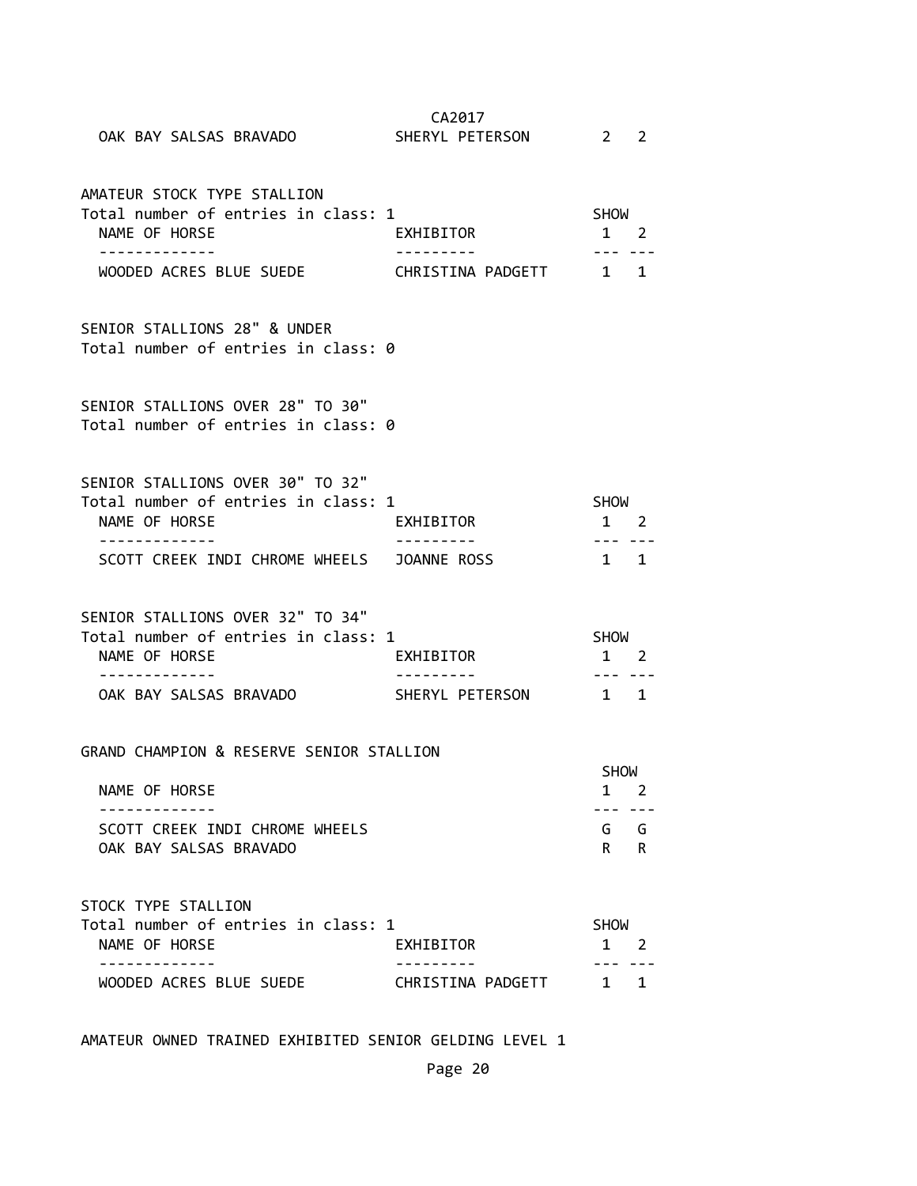| NAME OF HORSE | EXHIBITOR | SHOW 1 | SHOW 2 |
|---|---|---|---|
| OAK BAY SALSAS BRAVADO | SHERYL PETERSON | 2 | 2 |

AMATEUR STOCK TYPE STALLION
Total number of entries in class: 1

| NAME OF HORSE | EXHIBITOR | SHOW 1 | SHOW 2 |
|---|---|---|---|
| WOODED ACRES BLUE SUEDE | CHRISTINA PADGETT | 1 | 1 |

SENIOR STALLIONS 28" & UNDER
Total number of entries in class: 0

SENIOR STALLIONS OVER 28" TO 30"
Total number of entries in class: 0

SENIOR STALLIONS OVER 30" TO 32"
Total number of entries in class: 1

| NAME OF HORSE | EXHIBITOR | SHOW 1 | SHOW 2 |
|---|---|---|---|
| SCOTT CREEK INDI CHROME WHEELS | JOANNE ROSS | 1 | 1 |

SENIOR STALLIONS OVER 32" TO 34"
Total number of entries in class: 1

| NAME OF HORSE | EXHIBITOR | SHOW 1 | SHOW 2 |
|---|---|---|---|
| OAK BAY SALSAS BRAVADO | SHERYL PETERSON | 1 | 1 |

GRAND CHAMPION & RESERVE SENIOR STALLION

| NAME OF HORSE | SHOW 1 | SHOW 2 |
|---|---|---|
| SCOTT CREEK INDI CHROME WHEELS | G | G |
| OAK BAY SALSAS BRAVADO | R | R |

STOCK TYPE STALLION
Total number of entries in class: 1

| NAME OF HORSE | EXHIBITOR | SHOW 1 | SHOW 2 |
|---|---|---|---|
| WOODED ACRES BLUE SUEDE | CHRISTINA PADGETT | 1 | 1 |

AMATEUR OWNED TRAINED EXHIBITED SENIOR GELDING LEVEL 1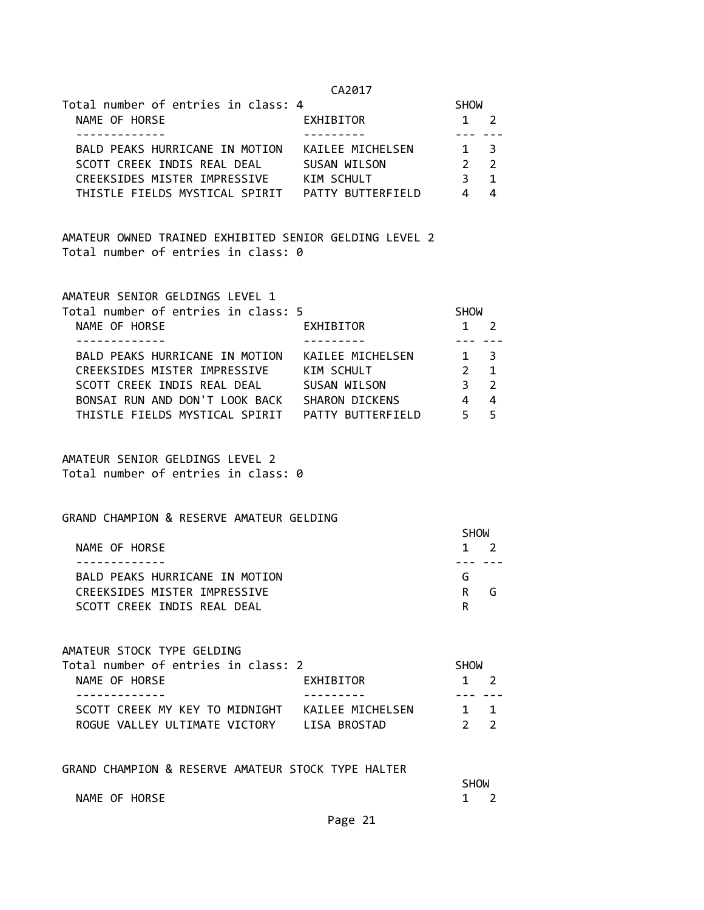Total number of entries in class: 4

| NAME OF HORSE | EXHIBITOR | SHOW 1 | SHOW 2 |
|---|---|---|---|
| BALD PEAKS HURRICANE IN MOTION | KAILEE MICHELSEN | 1 | 3 |
| SCOTT CREEK INDIS REAL DEAL | SUSAN WILSON | 2 | 2 |
| CREEKSIDES MISTER IMPRESSIVE | KIM SCHULT | 3 | 1 |
| THISTLE FIELDS MYSTICAL SPIRIT | PATTY BUTTERFIELD | 4 | 4 |

## AMATEUR OWNED TRAINED EXHIBITED SENIOR GELDING LEVEL 2

Total number of entries in class: 0

## AMATEUR SENIOR GELDINGS LEVEL 1

Total number of entries in class: 5

| NAME OF HORSE | EXHIBITOR | SHOW 1 | SHOW 2 |
|---|---|---|---|
| BALD PEAKS HURRICANE IN MOTION | KAILEE MICHELSEN | 1 | 3 |
| CREEKSIDES MISTER IMPRESSIVE | KIM SCHULT | 2 | 1 |
| SCOTT CREEK INDIS REAL DEAL | SUSAN WILSON | 3 | 2 |
| BONSAI RUN AND DON'T LOOK BACK | SHARON DICKENS | 4 | 4 |
| THISTLE FIELDS MYSTICAL SPIRIT | PATTY BUTTERFIELD | 5 | 5 |

## AMATEUR SENIOR GELDINGS LEVEL 2

Total number of entries in class: 0

## GRAND CHAMPION & RESERVE AMATEUR GELDING

| NAME OF HORSE | SHOW 1 | SHOW 2 |
|---|---|---|
| BALD PEAKS HURRICANE IN MOTION | G | |
| CREEKSIDES MISTER IMPRESSIVE | R | G |
| SCOTT CREEK INDIS REAL DEAL | | R |

## AMATEUR STOCK TYPE GELDING

Total number of entries in class: 2

| NAME OF HORSE | EXHIBITOR | SHOW 1 | SHOW 2 |
|---|---|---|---|
| SCOTT CREEK MY KEY TO MIDNIGHT | KAILEE MICHELSEN | 1 | 1 |
| ROGUE VALLEY ULTIMATE VICTORY | LISA BROSTAD | 2 | 2 |

## GRAND CHAMPION & RESERVE AMATEUR STOCK TYPE HALTER

| NAME OF HORSE | SHOW 1 | SHOW 2 |
|---|---|---|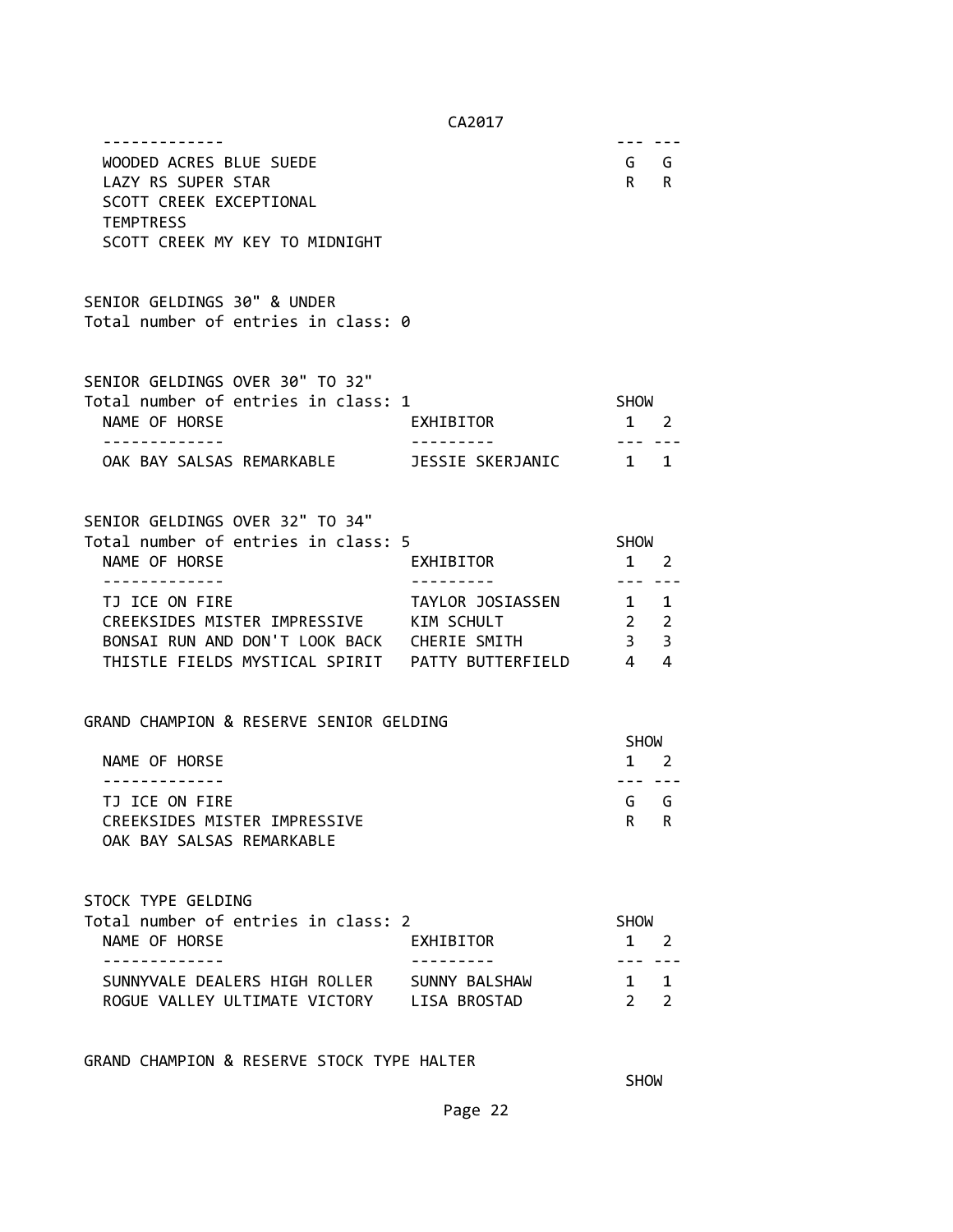| NAME OF HORSE | SHOW 1 | SHOW 2 |
|---|---|---|
| WOODED ACRES BLUE SUEDE | G | G |
| LAZY RS SUPER STAR | R | R |
| SCOTT CREEK EXCEPTIONAL TEMPTRESS | | |
| SCOTT CREEK MY KEY TO MIDNIGHT | | |

### SENIOR GELDINGS 30" & UNDER

Total number of entries in class: 0

### SENIOR GELDINGS OVER 30" TO 32"

Total number of entries in class: 1

| NAME OF HORSE | EXHIBITOR | SHOW 1 | SHOW 2 |
|---|---|---|---|
| OAK BAY SALSAS REMARKABLE | JESSIE SKERJANIC | 1 | 1 |

### SENIOR GELDINGS OVER 32" TO 34"

Total number of entries in class: 5

| NAME OF HORSE | EXHIBITOR | SHOW 1 | SHOW 2 |
|---|---|---|---|
| TJ ICE ON FIRE | TAYLOR JOSIASSEN | 1 | 1 |
| CREEKSIDES MISTER IMPRESSIVE | KIM SCHULT | 2 | 2 |
| BONSAI RUN AND DON'T LOOK BACK | CHERIE SMITH | 3 | 3 |
| THISTLE FIELDS MYSTICAL SPIRIT | PATTY BUTTERFIELD | 4 | 4 |

### GRAND CHAMPION & RESERVE SENIOR GELDING

| NAME OF HORSE | SHOW 1 | SHOW 2 |
|---|---|---|
| TJ ICE ON FIRE | G | G |
| CREEKSIDES MISTER IMPRESSIVE | R | R |
| OAK BAY SALSAS REMARKABLE | | |

### STOCK TYPE GELDING

Total number of entries in class: 2

| NAME OF HORSE | EXHIBITOR | SHOW 1 | SHOW 2 |
|---|---|---|---|
| SUNNYVALE DEALERS HIGH ROLLER | SUNNY BALSHAW | 1 | 1 |
| ROGUE VALLEY ULTIMATE VICTORY | LISA BROSTAD | 2 | 2 |

### GRAND CHAMPION & RESERVE STOCK TYPE HALTER

SHOW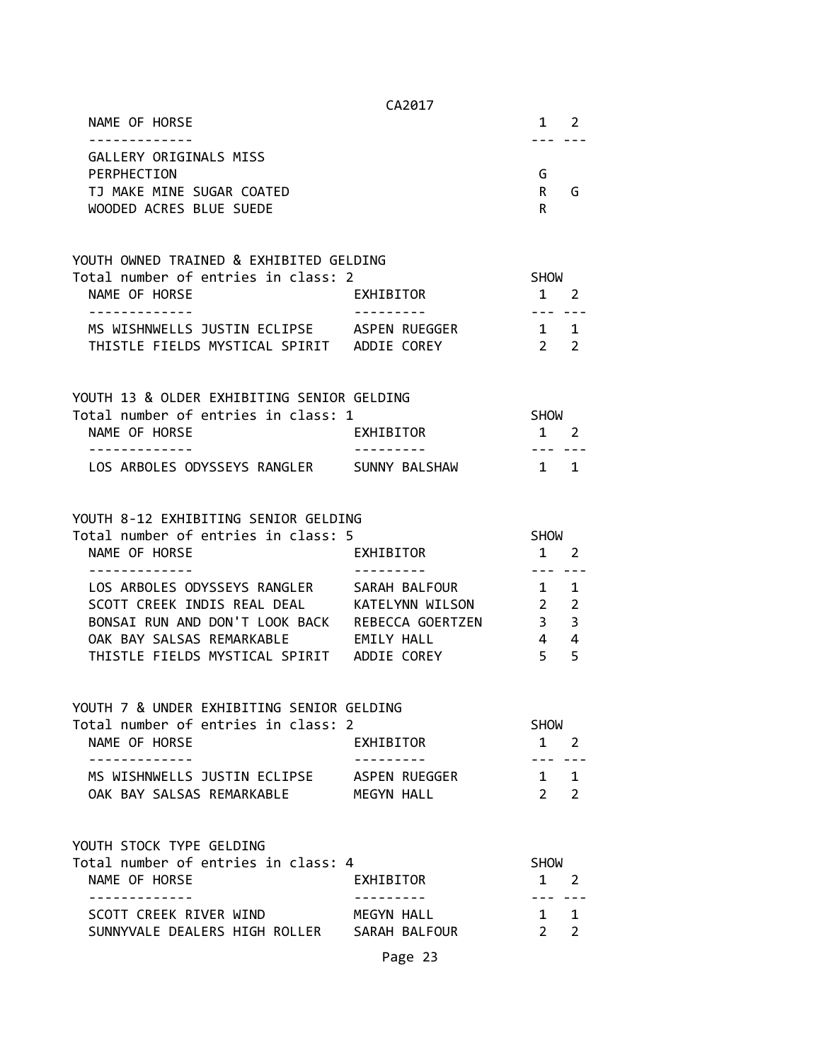| NAME OF HORSE | 1 | 2 |
|---|---|---|
| GALLERY ORIGINALS MISS PERPHECTION | G | |
| TJ MAKE MINE SUGAR COATED | R | G |
| WOODED ACRES BLUE SUEDE | R | |

YOUTH OWNED TRAINED & EXHIBITED GELDING
Total number of entries in class: 2

| NAME OF HORSE | EXHIBITOR | SHOW 1 | 2 |
|---|---|---|---|
| MS WISHNWELLS JUSTIN ECLIPSE | ASPEN RUEGGER | 1 | 1 |
| THISTLE FIELDS MYSTICAL SPIRIT | ADDIE COREY | 2 | 2 |

YOUTH 13 & OLDER EXHIBITING SENIOR GELDING
Total number of entries in class: 1

| NAME OF HORSE | EXHIBITOR | SHOW 1 | 2 |
|---|---|---|---|
| LOS ARBOLES ODYSSEYS RANGLER | SUNNY BALSHAW | 1 | 1 |

YOUTH 8-12 EXHIBITING SENIOR GELDING
Total number of entries in class: 5

| NAME OF HORSE | EXHIBITOR | SHOW 1 | 2 |
|---|---|---|---|
| LOS ARBOLES ODYSSEYS RANGLER | SARAH BALFOUR | 1 | 1 |
| SCOTT CREEK INDIS REAL DEAL | KATELYNN WILSON | 2 | 2 |
| BONSAI RUN AND DON'T LOOK BACK | REBECCA GOERTZEN | 3 | 3 |
| OAK BAY SALSAS REMARKABLE | EMILY HALL | 4 | 4 |
| THISTLE FIELDS MYSTICAL SPIRIT | ADDIE COREY | 5 | 5 |

YOUTH 7 & UNDER EXHIBITING SENIOR GELDING
Total number of entries in class: 2

| NAME OF HORSE | EXHIBITOR | SHOW 1 | 2 |
|---|---|---|---|
| MS WISHNWELLS JUSTIN ECLIPSE | ASPEN RUEGGER | 1 | 1 |
| OAK BAY SALSAS REMARKABLE | MEGYN HALL | 2 | 2 |

YOUTH STOCK TYPE GELDING
Total number of entries in class: 4

| NAME OF HORSE | EXHIBITOR | SHOW 1 | 2 |
|---|---|---|---|
| SCOTT CREEK RIVER WIND | MEGYN HALL | 1 | 1 |
| SUNNYVALE DEALERS HIGH ROLLER | SARAH BALFOUR | 2 | 2 |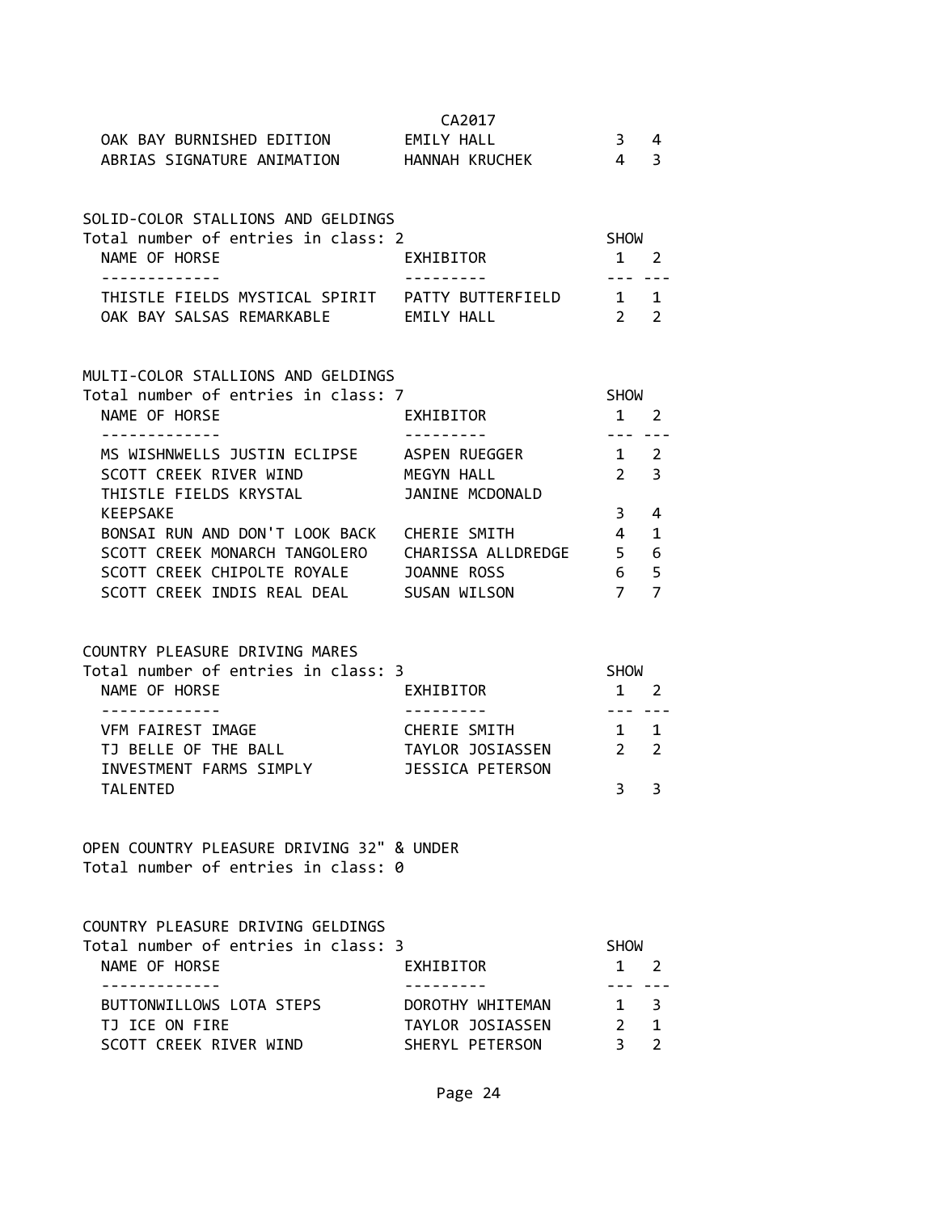| NAME OF HORSE | EXHIBITOR | SHOW 1 | SHOW 2 |
|---|---|---|---|
| OAK BAY BURNISHED EDITION | EMILY HALL | 3 | 4 |
| ABRIAS SIGNATURE ANIMATION | HANNAH KRUCHEK | 4 | 3 |

## SOLID-COLOR STALLIONS AND GELDINGS

Total number of entries in class: 2

| NAME OF HORSE | EXHIBITOR | SHOW 1 | SHOW 2 |
|---|---|---|---|
| THISTLE FIELDS MYSTICAL SPIRIT | PATTY BUTTERFIELD | 1 | 1 |
| OAK BAY SALSAS REMARKABLE | EMILY HALL | 2 | 2 |

## MULTI-COLOR STALLIONS AND GELDINGS

Total number of entries in class: 7

| NAME OF HORSE | EXHIBITOR | SHOW 1 | SHOW 2 |
|---|---|---|---|
| MS WISHNWELLS JUSTIN ECLIPSE | ASPEN RUEGGER | 1 | 2 |
| SCOTT CREEK RIVER WIND | MEGYN HALL | 2 | 3 |
| THISTLE FIELDS KRYSTAL KEEPSAKE | JANINE MCDONALD | 3 | 4 |
| BONSAI RUN AND DON'T LOOK BACK | CHERIE SMITH | 4 | 1 |
| SCOTT CREEK MONARCH TANGOLERO | CHARISSA ALLDREDGE | 5 | 6 |
| SCOTT CREEK CHIPOLTE ROYALE | JOANNE ROSS | 6 | 5 |
| SCOTT CREEK INDIS REAL DEAL | SUSAN WILSON | 7 | 7 |

## COUNTRY PLEASURE DRIVING MARES

Total number of entries in class: 3

| NAME OF HORSE | EXHIBITOR | SHOW 1 | SHOW 2 |
|---|---|---|---|
| VFM FAIREST IMAGE | CHERIE SMITH | 1 | 1 |
| TJ BELLE OF THE BALL | TAYLOR JOSIASSEN | 2 | 2 |
| INVESTMENT FARMS SIMPLY TALENTED | JESSICA PETERSON | 3 | 3 |

## OPEN COUNTRY PLEASURE DRIVING 32" & UNDER

Total number of entries in class: 0

## COUNTRY PLEASURE DRIVING GELDINGS

Total number of entries in class: 3

| NAME OF HORSE | EXHIBITOR | SHOW 1 | SHOW 2 |
|---|---|---|---|
| BUTTONWILLOWS LOTA STEPS | DOROTHY WHITEMAN | 1 | 3 |
| TJ ICE ON FIRE | TAYLOR JOSIASSEN | 2 | 1 |
| SCOTT CREEK RIVER WIND | SHERYL PETERSON | 3 | 2 |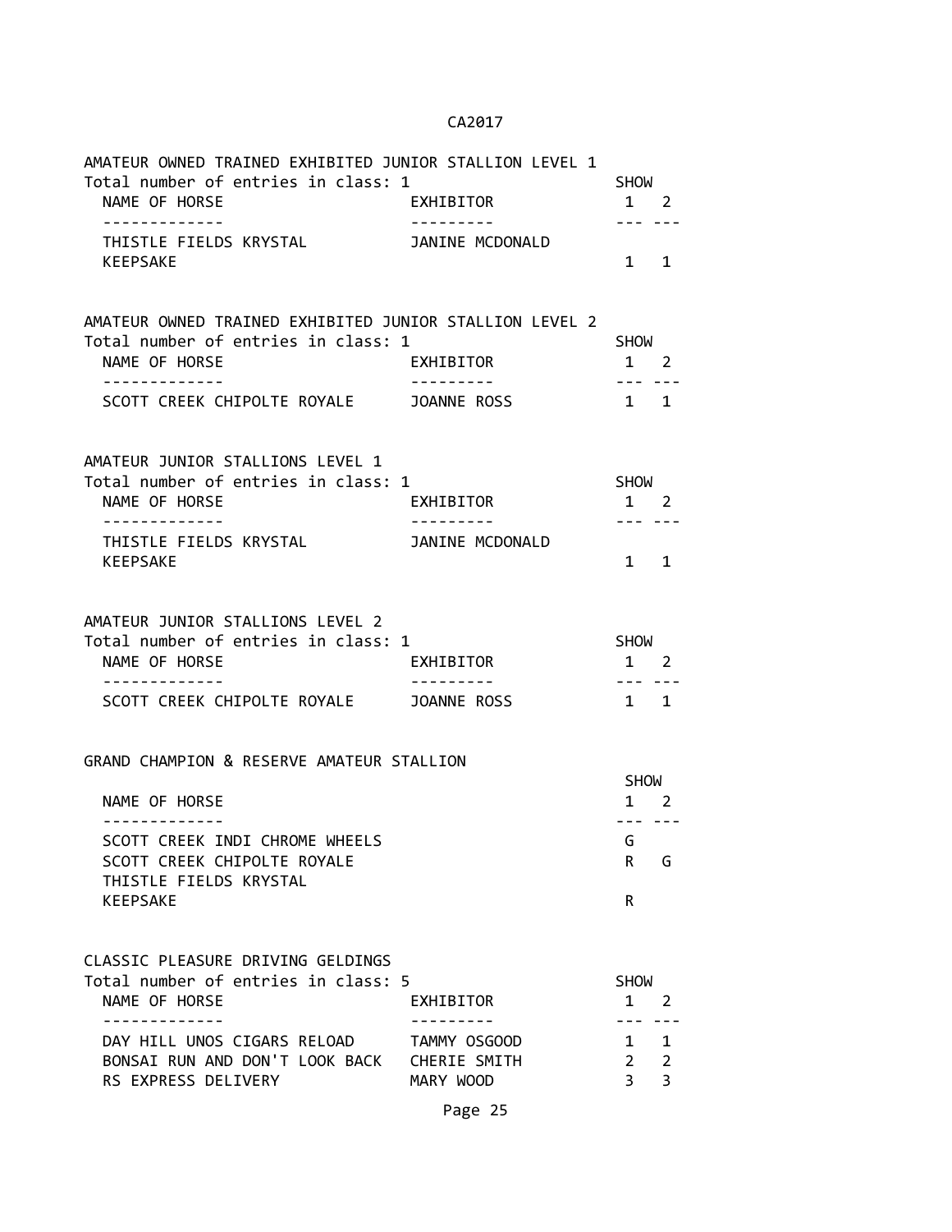AMATEUR OWNED TRAINED EXHIBITED JUNIOR STALLION LEVEL 1

Total number of entries in class: 1

| NAME OF HORSE | EXHIBITOR | SHOW 1 | SHOW 2 |
|---|---|---|---|
| THISTLE FIELDS KRYSTAL KEEPSAKE | JANINE MCDONALD | 1 | 1 |

AMATEUR OWNED TRAINED EXHIBITED JUNIOR STALLION LEVEL 2

Total number of entries in class: 1

| NAME OF HORSE | EXHIBITOR | SHOW 1 | SHOW 2 |
|---|---|---|---|
| SCOTT CREEK CHIPOLTE ROYALE | JOANNE ROSS | 1 | 1 |

AMATEUR JUNIOR STALLIONS LEVEL 1

Total number of entries in class: 1

| NAME OF HORSE | EXHIBITOR | SHOW 1 | SHOW 2 |
|---|---|---|---|
| THISTLE FIELDS KRYSTAL KEEPSAKE | JANINE MCDONALD | 1 | 1 |

AMATEUR JUNIOR STALLIONS LEVEL 2

Total number of entries in class: 1

| NAME OF HORSE | EXHIBITOR | SHOW 1 | SHOW 2 |
|---|---|---|---|
| SCOTT CREEK CHIPOLTE ROYALE | JOANNE ROSS | 1 | 1 |

GRAND CHAMPION & RESERVE AMATEUR STALLION

| NAME OF HORSE | SHOW 1 | SHOW 2 |
|---|---|---|
| SCOTT CREEK INDI CHROME WHEELS | G | |
| SCOTT CREEK CHIPOLTE ROYALE | R | G |
| THISTLE FIELDS KRYSTAL KEEPSAKE | | R |

CLASSIC PLEASURE DRIVING GELDINGS

Total number of entries in class: 5

| NAME OF HORSE | EXHIBITOR | SHOW 1 | SHOW 2 |
|---|---|---|---|
| DAY HILL UNOS CIGARS RELOAD | TAMMY OSGOOD | 1 | 1 |
| BONSAI RUN AND DON'T LOOK BACK | CHERIE SMITH | 2 | 2 |
| RS EXPRESS DELIVERY | MARY WOOD | 3 | 3 |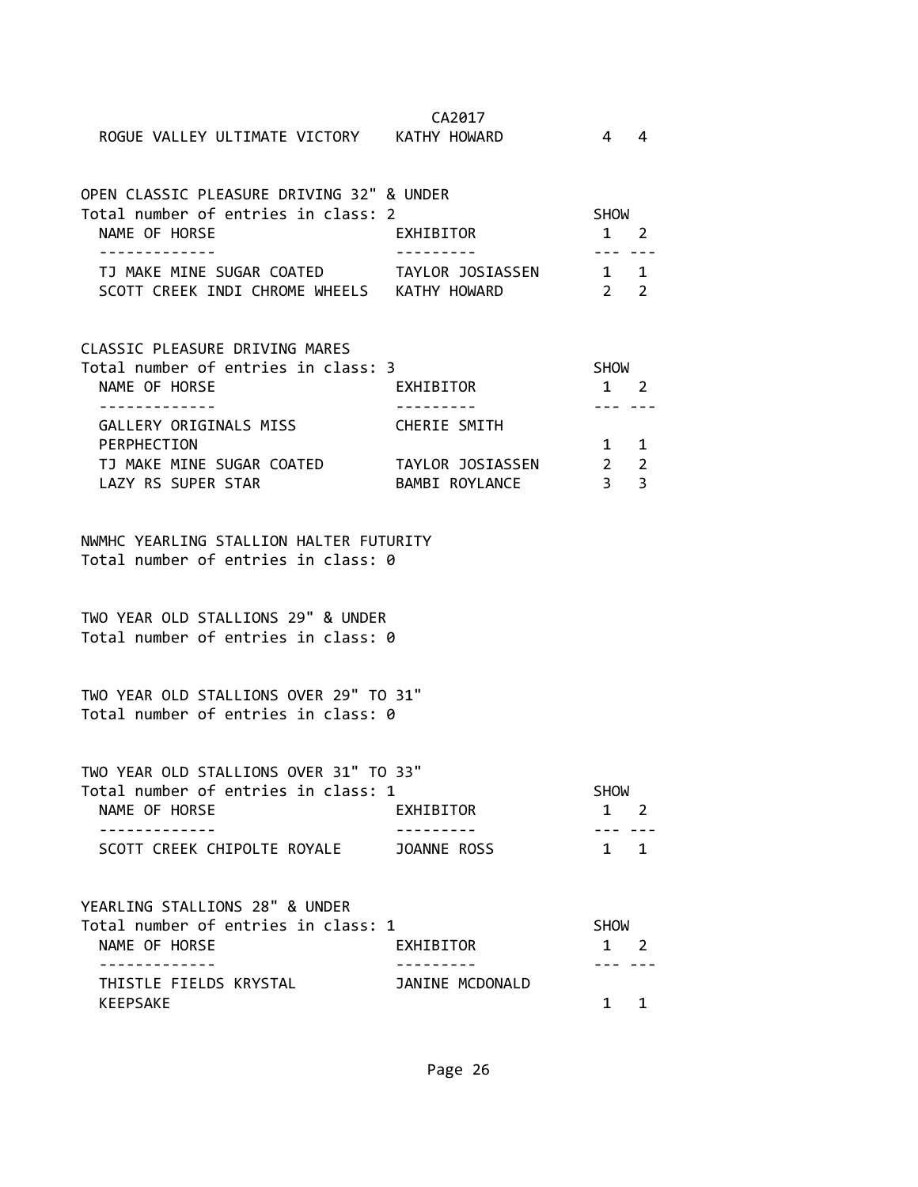CA2017

| | | | |
|---|---|---|---|
| ROGUE VALLEY ULTIMATE VICTORY | KATHY HOWARD | 4 | 4 |

OPEN CLASSIC PLEASURE DRIVING 32" & UNDER
Total number of entries in class: 2

| NAME OF HORSE | EXHIBITOR | SHOW 1 | 2 |
|---|---|---|---|
| TJ MAKE MINE SUGAR COATED | TAYLOR JOSIASSEN | 1 | 1 |
| SCOTT CREEK INDI CHROME WHEELS | KATHY HOWARD | 2 | 2 |

CLASSIC PLEASURE DRIVING MARES
Total number of entries in class: 3

| NAME OF HORSE | EXHIBITOR | SHOW 1 | 2 |
|---|---|---|---|
| GALLERY ORIGINALS MISS PERPHECTION | CHERIE SMITH | 1 | 1 |
| TJ MAKE MINE SUGAR COATED | TAYLOR JOSIASSEN | 2 | 2 |
| LAZY RS SUPER STAR | BAMBI ROYLANCE | 3 | 3 |

NWMHC YEARLING STALLION HALTER FUTURITY
Total number of entries in class: 0

TWO YEAR OLD STALLIONS 29" & UNDER
Total number of entries in class: 0

TWO YEAR OLD STALLIONS OVER 29" TO 31"
Total number of entries in class: 0

TWO YEAR OLD STALLIONS OVER 31" TO 33"
Total number of entries in class: 1

| NAME OF HORSE | EXHIBITOR | SHOW 1 | 2 |
|---|---|---|---|
| SCOTT CREEK CHIPOLTE ROYALE | JOANNE ROSS | 1 | 1 |

YEARLING STALLIONS 28" & UNDER
Total number of entries in class: 1

| NAME OF HORSE | EXHIBITOR | SHOW 1 | 2 |
|---|---|---|---|
| THISTLE FIELDS KRYSTAL KEEPSAKE | JANINE MCDONALD | 1 | 1 |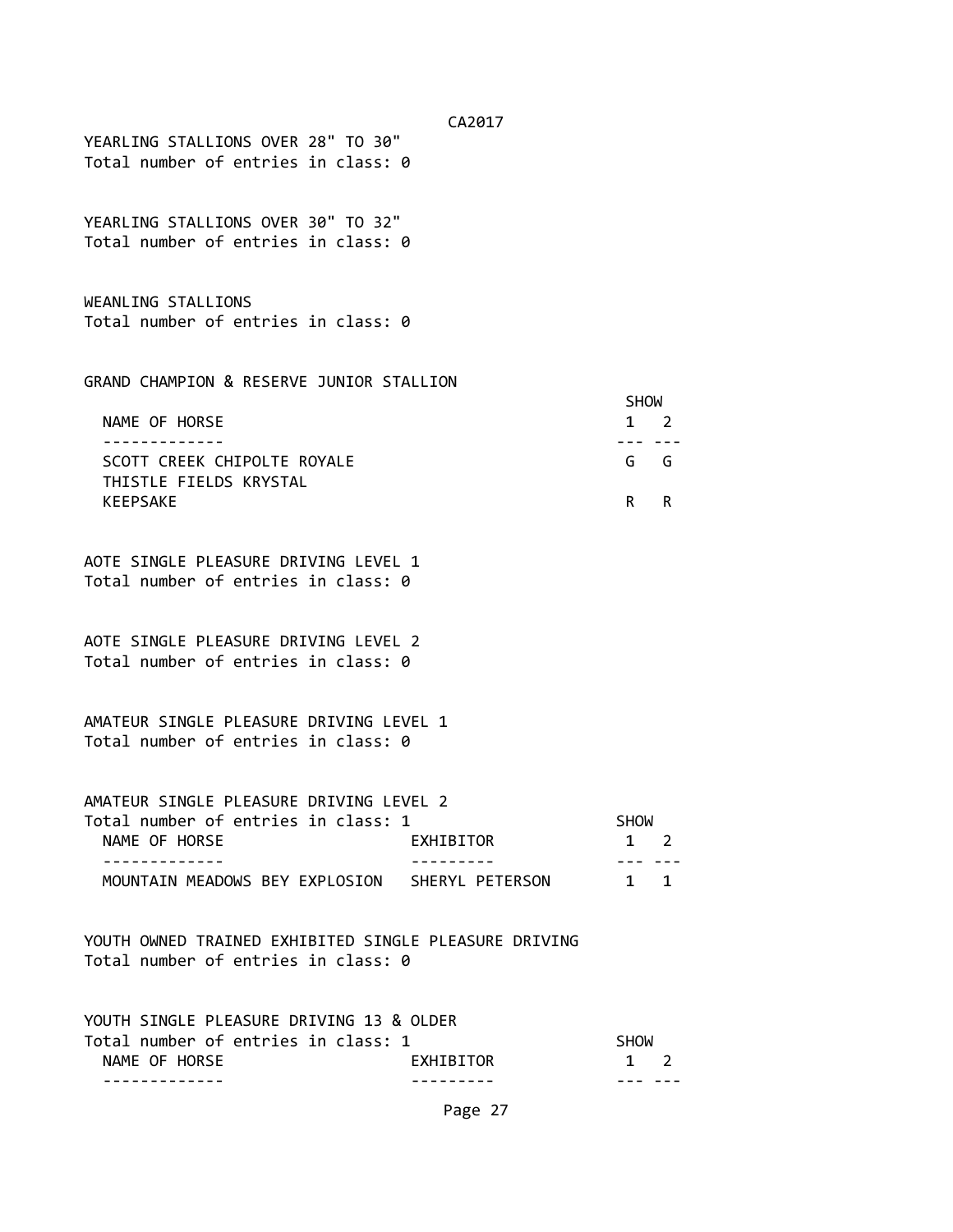## YEARLING STALLIONS OVER 28" TO 30"

Total number of entries in class: 0

## YEARLING STALLIONS OVER 30" TO 32"

Total number of entries in class: 0

## WEANLING STALLIONS

Total number of entries in class: 0

## GRAND CHAMPION & RESERVE JUNIOR STALLION

| NAME OF HORSE | SHOW 1 | SHOW 2 |
|---|---|---|
| SCOTT CREEK CHIPOLTE ROYALE | G | G |
| THISTLE FIELDS KRYSTAL KEEPSAKE | R | R |

## AOTE SINGLE PLEASURE DRIVING LEVEL 1

Total number of entries in class: 0

## AOTE SINGLE PLEASURE DRIVING LEVEL 2

Total number of entries in class: 0

## AMATEUR SINGLE PLEASURE DRIVING LEVEL 1

Total number of entries in class: 0

## AMATEUR SINGLE PLEASURE DRIVING LEVEL 2

Total number of entries in class: 1

| NAME OF HORSE | EXHIBITOR | SHOW 1 | SHOW 2 |
|---|---|---|---|
| MOUNTAIN MEADOWS BEY EXPLOSION | SHERYL PETERSON | 1 | 1 |

## YOUTH OWNED TRAINED EXHIBITED SINGLE PLEASURE DRIVING

Total number of entries in class: 0

## YOUTH SINGLE PLEASURE DRIVING 13 & OLDER

Total number of entries in class: 1

| NAME OF HORSE | EXHIBITOR | SHOW 1 | SHOW 2 |
|---|---|---|---|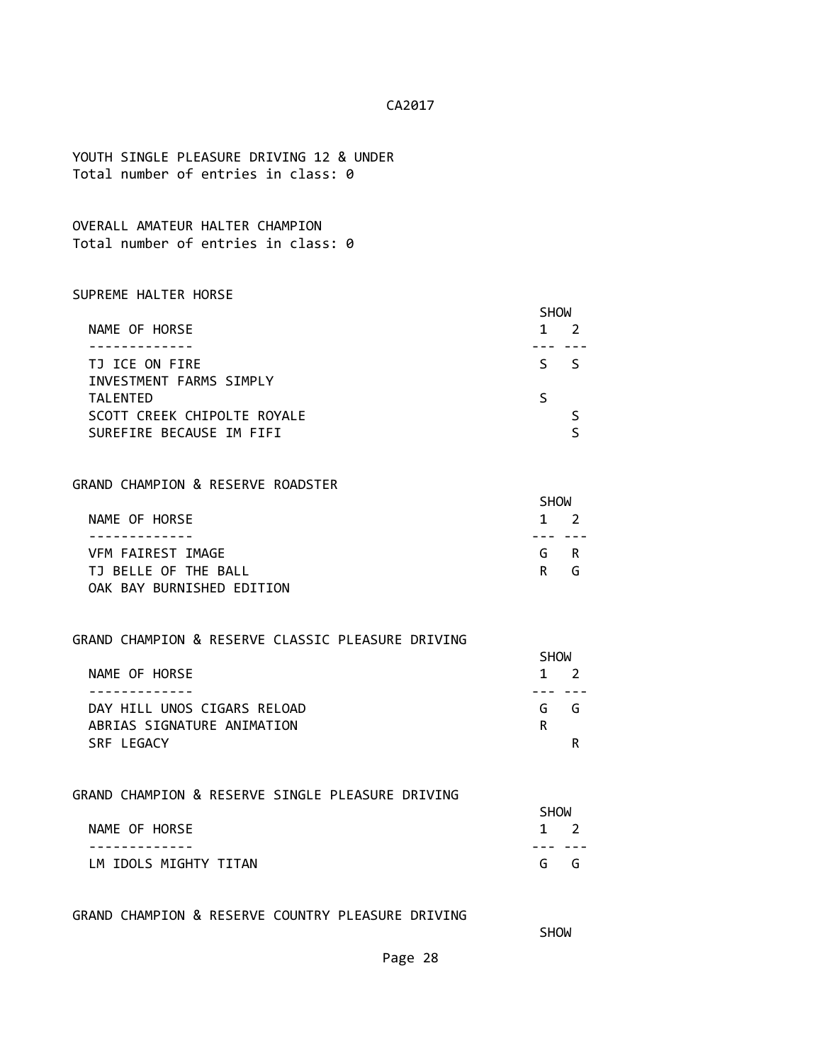YOUTH SINGLE PLEASURE DRIVING 12 & UNDER
Total number of entries in class: 0

OVERALL AMATEUR HALTER CHAMPION
Total number of entries in class: 0

SUPREME HALTER HORSE

| NAME OF HORSE | SHOW 1 | SHOW 2 |
|---|---|---|
| TJ ICE ON FIRE | S | S |
| INVESTMENT FARMS SIMPLY TALENTED | S | |
| SCOTT CREEK CHIPOLTE ROYALE | | S |
| SUREFIRE BECAUSE IM FIFI | | S |

GRAND CHAMPION & RESERVE ROADSTER

| NAME OF HORSE | SHOW 1 | SHOW 2 |
|---|---|---|
| VFM FAIREST IMAGE | G | R |
| TJ BELLE OF THE BALL | R | G |
| OAK BAY BURNISHED EDITION | | |

GRAND CHAMPION & RESERVE CLASSIC PLEASURE DRIVING

| NAME OF HORSE | SHOW 1 | SHOW 2 |
|---|---|---|
| DAY HILL UNOS CIGARS RELOAD | G | G |
| ABRIAS SIGNATURE ANIMATION | R | |
| SRF LEGACY | | R |

GRAND CHAMPION & RESERVE SINGLE PLEASURE DRIVING

| NAME OF HORSE | SHOW 1 | SHOW 2 |
|---|---|---|
| LM IDOLS MIGHTY TITAN | G | G |

GRAND CHAMPION & RESERVE COUNTRY PLEASURE DRIVING

SHOW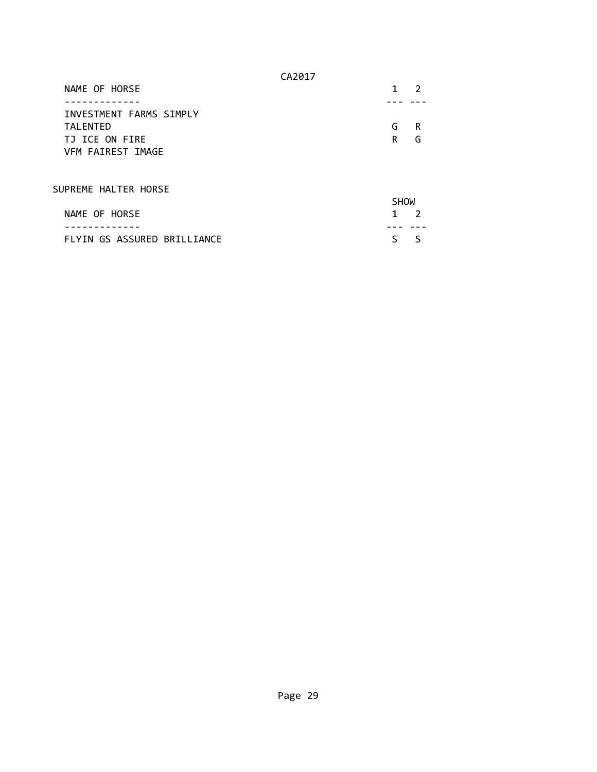CA2017

| NAME OF HORSE | 1 | 2 |
|---|---|---|
| INVESTMENT FARMS SIMPLY TALENTED | G | R |
| TJ ICE ON FIRE | R | G |
| VFM FAIREST IMAGE | | |

## SUPREME HALTER HORSE

| | SHOW | |
|---|---|---|
| NAME OF HORSE | 1 | 2 |
| FLYIN GS ASSURED BRILLIANCE | S | S |